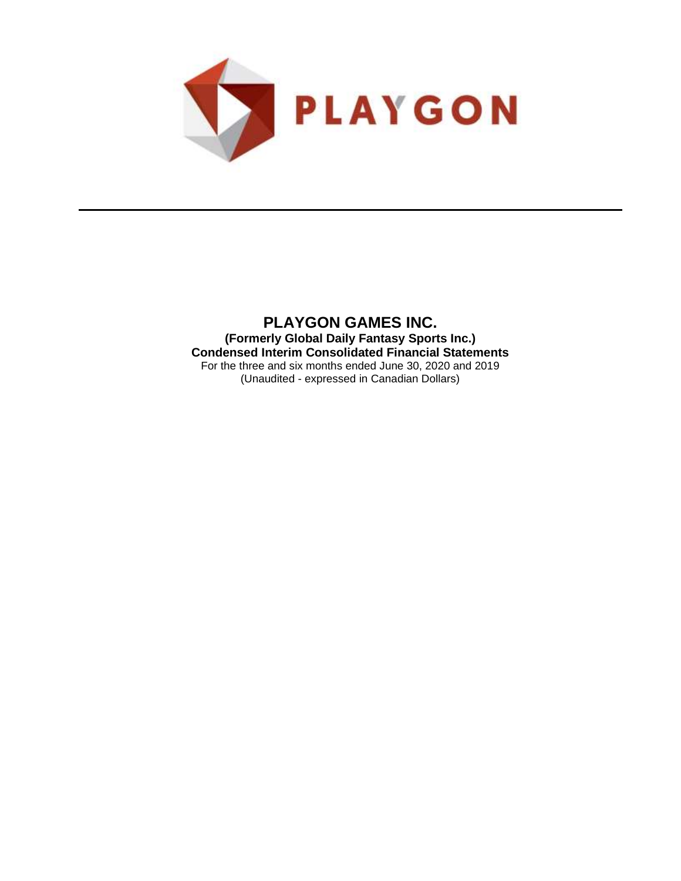PLAYGON

# PLAYGON GAMES INC.

**(Formerly Global Daily Fantasy Sports Inc.)**

**Condensed Interim Consolidated Financial Statements**

For the three and six months ended June 30, 2020 and 2019

(Unaudited - expressed in Canadian Dollars)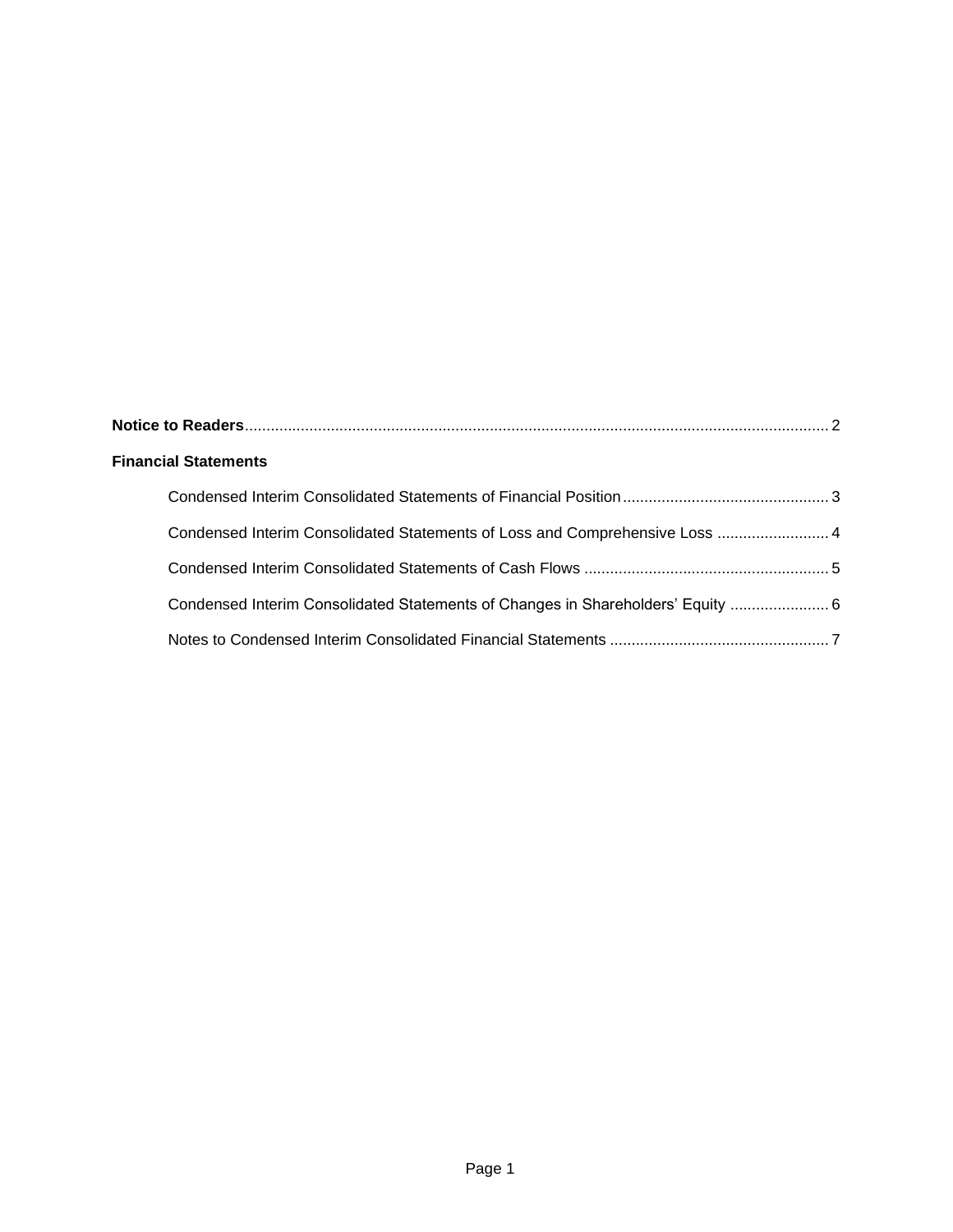**Notice to Readers** .......... 2

**Financial Statements**

- Condensed Interim Consolidated Statements of Financial Position .......... 3
- Condensed Interim Consolidated Statements of Loss and Comprehensive Loss .......... 4
- Condensed Interim Consolidated Statements of Cash Flows .......... 5
- Condensed Interim Consolidated Statements of Changes in Shareholders' Equity .......... 6
- Notes to Condensed Interim Consolidated Financial Statements .......... 7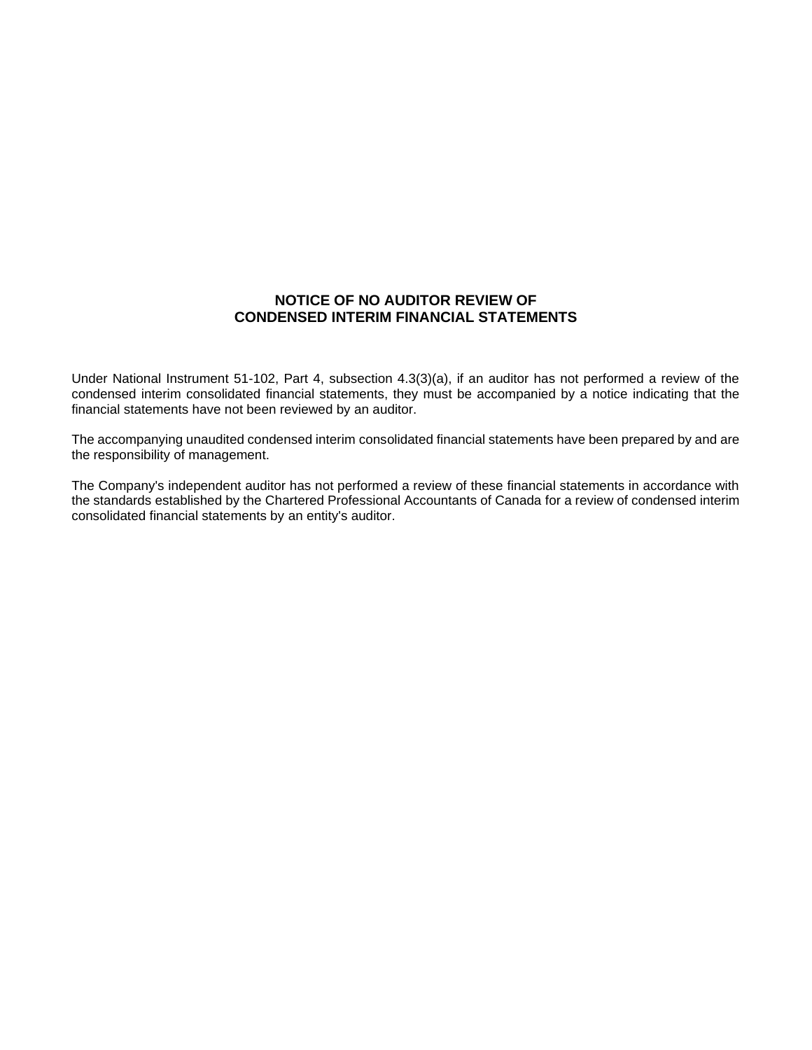**NOTICE OF NO AUDITOR REVIEW OF**
**CONDENSED INTERIM FINANCIAL STATEMENTS**

Under National Instrument 51-102, Part 4, subsection 4.3(3)(a), if an auditor has not performed a review of the condensed interim consolidated financial statements, they must be accompanied by a notice indicating that the financial statements have not been reviewed by an auditor.

The accompanying unaudited condensed interim consolidated financial statements have been prepared by and are the responsibility of management.

The Company's independent auditor has not performed a review of these financial statements in accordance with the standards established by the Chartered Professional Accountants of Canada for a review of condensed interim consolidated financial statements by an entity's auditor.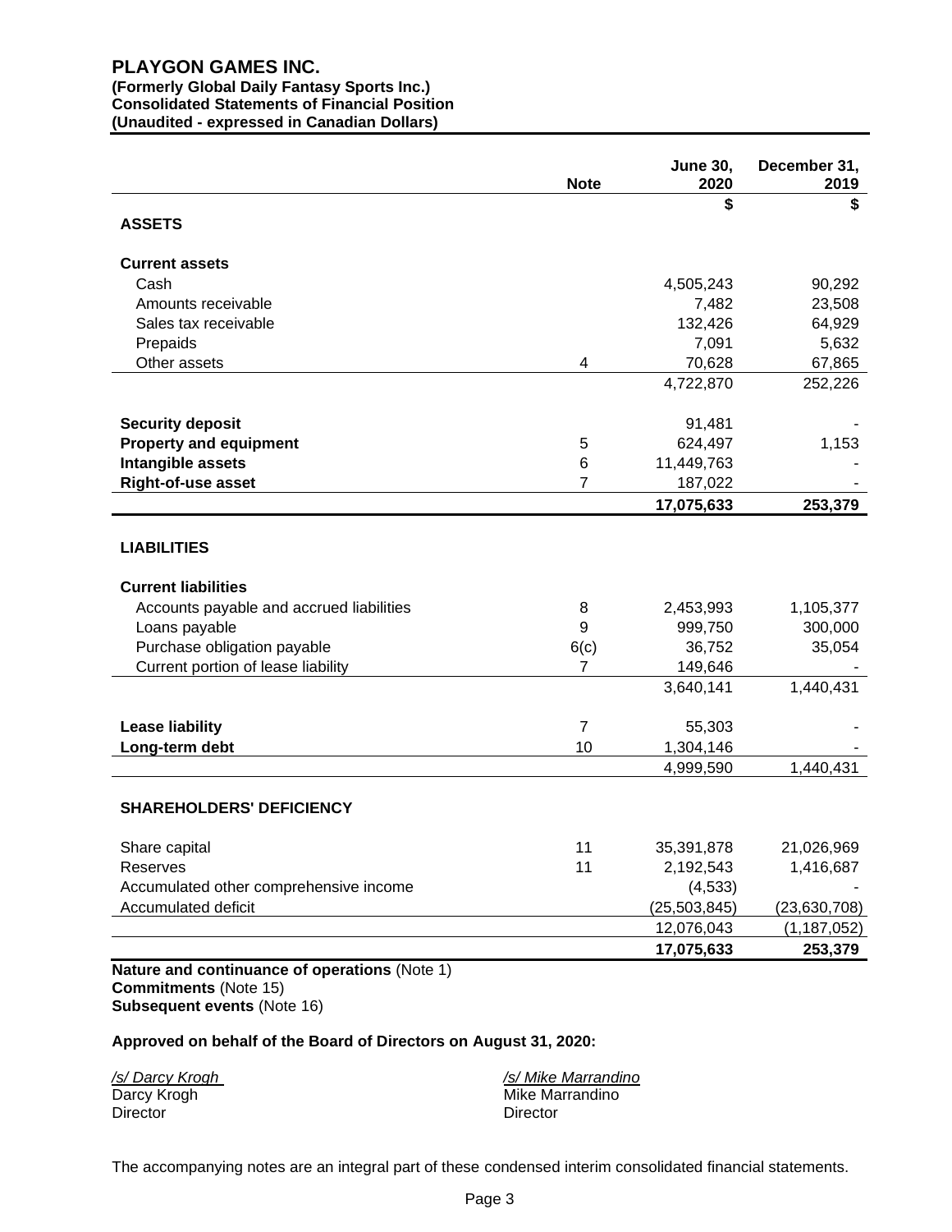**PLAYGON GAMES INC.**
**(Formerly Global Daily Fantasy Sports Inc.)**
**Consolidated Statements of Financial Position**
**(Unaudited - expressed in Canadian Dollars)**

| | Note | June 30, 2020 | December 31, 2019 |
|---|---|---|---|
| | | $ | $ |
| **ASSETS** | | | |
| **Current assets** | | | |
| Cash | | 4,505,243 | 90,292 |
| Amounts receivable | | 7,482 | 23,508 |
| Sales tax receivable | | 132,426 | 64,929 |
| Prepaids | | 7,091 | 5,632 |
| Other assets | 4 | 70,628 | 67,865 |
| | | 4,722,870 | 252,226 |
| **Security deposit** | | 91,481 | - |
| **Property and equipment** | 5 | 624,497 | 1,153 |
| **Intangible assets** | 6 | 11,449,763 | - |
| **Right-of-use asset** | 7 | 187,022 | - |
| | | **17,075,633** | **253,379** |
| **LIABILITIES** | | | |
| **Current liabilities** | | | |
| Accounts payable and accrued liabilities | 8 | 2,453,993 | 1,105,377 |
| Loans payable | 9 | 999,750 | 300,000 |
| Purchase obligation payable | 6(c) | 36,752 | 35,054 |
| Current portion of lease liability | 7 | 149,646 | - |
| | | 3,640,141 | 1,440,431 |
| **Lease liability** | 7 | 55,303 | - |
| **Long-term debt** | 10 | 1,304,146 | - |
| | | 4,999,590 | 1,440,431 |
| **SHAREHOLDERS' DEFICIENCY** | | | |
| Share capital | 11 | 35,391,878 | 21,026,969 |
| Reserves | 11 | 2,192,543 | 1,416,687 |
| Accumulated other comprehensive income | | (4,533) | - |
| Accumulated deficit | | (25,503,845) | (23,630,708) |
| | | 12,076,043 | (1,187,052) |
| | | **17,075,633** | **253,379** |

**Nature and continuance of operations** (Note 1)
**Commitments** (Note 15)
**Subsequent events** (Note 16)

**Approved on behalf of the Board of Directors on August 31, 2020:**

| | |
|---|---|
| */s/ Darcy Krogh* | */s/ Mike Marrandino* |
| Darcy Krogh | Mike Marrandino |
| Director | Director |

The accompanying notes are an integral part of these condensed interim consolidated financial statements.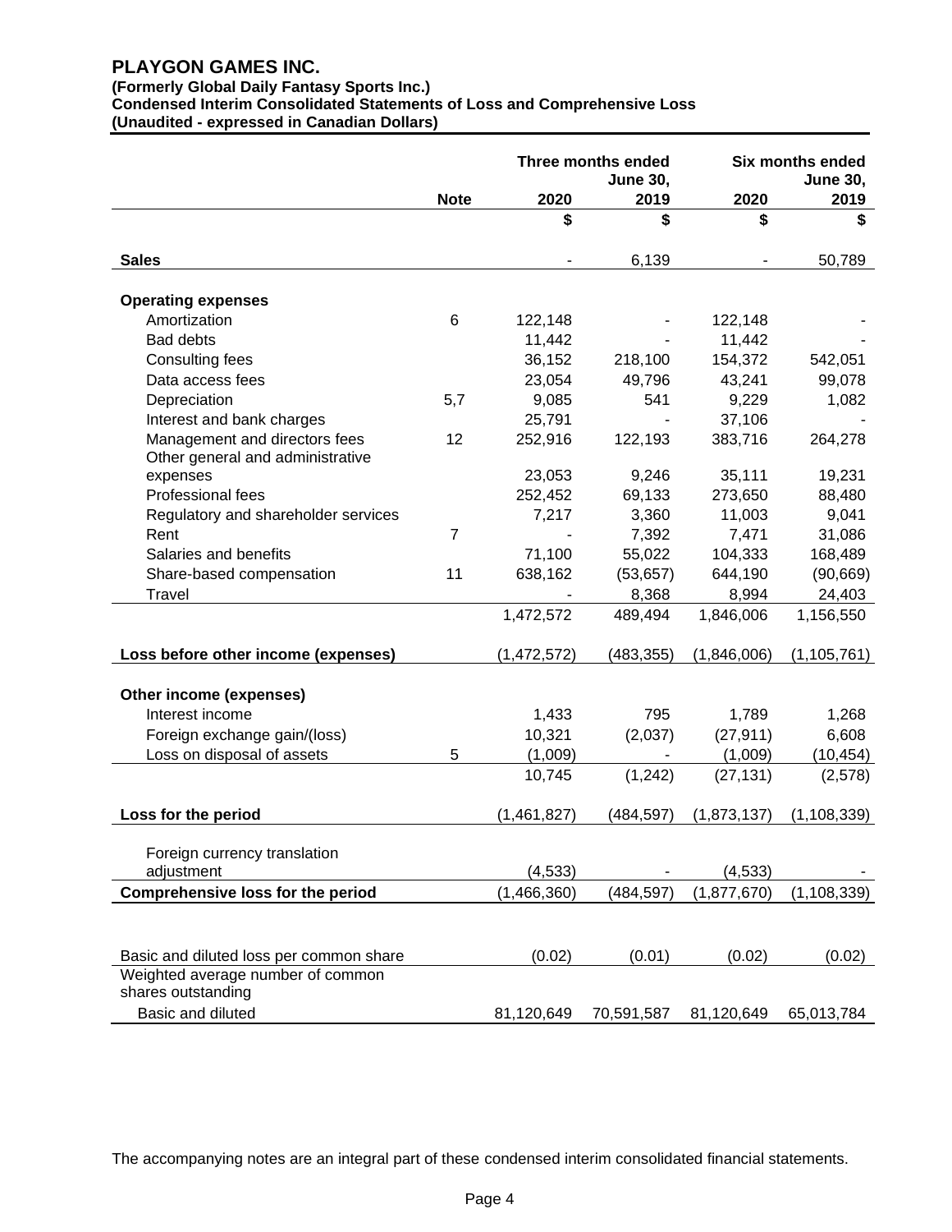# PLAYGON GAMES INC.

**(Formerly Global Daily Fantasy Sports Inc.)**
**Condensed Interim Consolidated Statements of Loss and Comprehensive Loss**
**(Unaudited - expressed in Canadian Dollars)**

| | Note | Three months ended June 30, 2020 | Three months ended June 30, 2019 | Six months ended June 30, 2020 | Six months ended June 30, 2019 |
|---|---|---|---|---|---|
| | | $ | $ | $ | $ |
| **Sales** | | - | 6,139 | - | 50,789 |
| **Operating expenses** | | | | | |
| Amortization | 6 | 122,148 | - | 122,148 | - |
| Bad debts | | 11,442 | - | 11,442 | - |
| Consulting fees | | 36,152 | 218,100 | 154,372 | 542,051 |
| Data access fees | | 23,054 | 49,796 | 43,241 | 99,078 |
| Depreciation | 5,7 | 9,085 | 541 | 9,229 | 1,082 |
| Interest and bank charges | | 25,791 | - | 37,106 | - |
| Management and directors fees | 12 | 252,916 | 122,193 | 383,716 | 264,278 |
| Other general and administrative expenses | | 23,053 | 9,246 | 35,111 | 19,231 |
| Professional fees | | 252,452 | 69,133 | 273,650 | 88,480 |
| Regulatory and shareholder services | | 7,217 | 3,360 | 11,003 | 9,041 |
| Rent | 7 | - | 7,392 | 7,471 | 31,086 |
| Salaries and benefits | | 71,100 | 55,022 | 104,333 | 168,489 |
| Share-based compensation | 11 | 638,162 | (53,657) | 644,190 | (90,669) |
| Travel | | - | 8,368 | 8,994 | 24,403 |
| | | 1,472,572 | 489,494 | 1,846,006 | 1,156,550 |
| **Loss before other income (expenses)** | | (1,472,572) | (483,355) | (1,846,006) | (1,105,761) |
| **Other income (expenses)** | | | | | |
| Interest income | | 1,433 | 795 | 1,789 | 1,268 |
| Foreign exchange gain/(loss) | | 10,321 | (2,037) | (27,911) | 6,608 |
| Loss on disposal of assets | 5 | (1,009) | - | (1,009) | (10,454) |
| | | 10,745 | (1,242) | (27,131) | (2,578) |
| **Loss for the period** | | (1,461,827) | (484,597) | (1,873,137) | (1,108,339) |
| Foreign currency translation adjustment | | (4,533) | - | (4,533) | - |
| **Comprehensive loss for the period** | | (1,466,360) | (484,597) | (1,877,670) | (1,108,339) |
| Basic and diluted loss per common share | | (0.02) | (0.01) | (0.02) | (0.02) |
| Weighted average number of common shares outstanding | | | | | |
| Basic and diluted | | 81,120,649 | 70,591,587 | 81,120,649 | 65,013,784 |

The accompanying notes are an integral part of these condensed interim consolidated financial statements.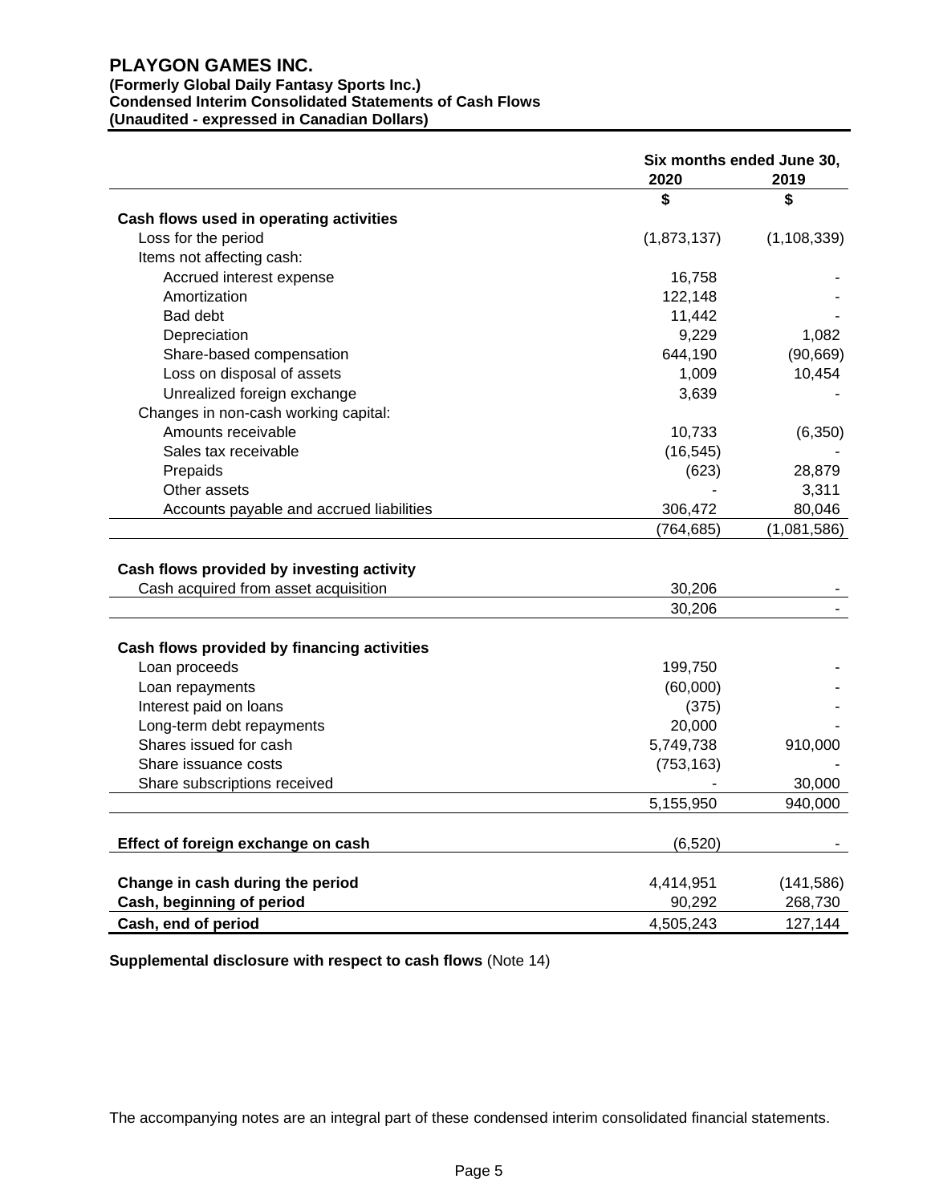# PLAYGON GAMES INC.

**(Formerly Global Daily Fantasy Sports Inc.)**
**Condensed Interim Consolidated Statements of Cash Flows**
**(Unaudited - expressed in Canadian Dollars)**

| | Six months ended June 30, | |
|---|---|---|
| | **2020** | **2019** |
| | **$** | **$** |
| **Cash flows used in operating activities** | | |
| Loss for the period | (1,873,137) | (1,108,339) |
| Items not affecting cash: | | |
| Accrued interest expense | 16,758 | - |
| Amortization | 122,148 | - |
| Bad debt | 11,442 | - |
| Depreciation | 9,229 | 1,082 |
| Share-based compensation | 644,190 | (90,669) |
| Loss on disposal of assets | 1,009 | 10,454 |
| Unrealized foreign exchange | 3,639 | - |
| Changes in non-cash working capital: | | |
| Amounts receivable | 10,733 | (6,350) |
| Sales tax receivable | (16,545) | - |
| Prepaids | (623) | 28,879 |
| Other assets | - | 3,311 |
| Accounts payable and accrued liabilities | 306,472 | 80,046 |
| | (764,685) | (1,081,586) |
| **Cash flows provided by investing activity** | | |
| Cash acquired from asset acquisition | 30,206 | - |
| | 30,206 | - |
| **Cash flows provided by financing activities** | | |
| Loan proceeds | 199,750 | - |
| Loan repayments | (60,000) | - |
| Interest paid on loans | (375) | - |
| Long-term debt repayments | 20,000 | - |
| Shares issued for cash | 5,749,738 | 910,000 |
| Share issuance costs | (753,163) | - |
| Share subscriptions received | - | 30,000 |
| | 5,155,950 | 940,000 |
| **Effect of foreign exchange on cash** | (6,520) | - |
| **Change in cash during the period** | 4,414,951 | (141,586) |
| **Cash, beginning of period** | 90,292 | 268,730 |
| **Cash, end of period** | 4,505,243 | 127,144 |

**Supplemental disclosure with respect to cash flows** (Note 14)

The accompanying notes are an integral part of these condensed interim consolidated financial statements.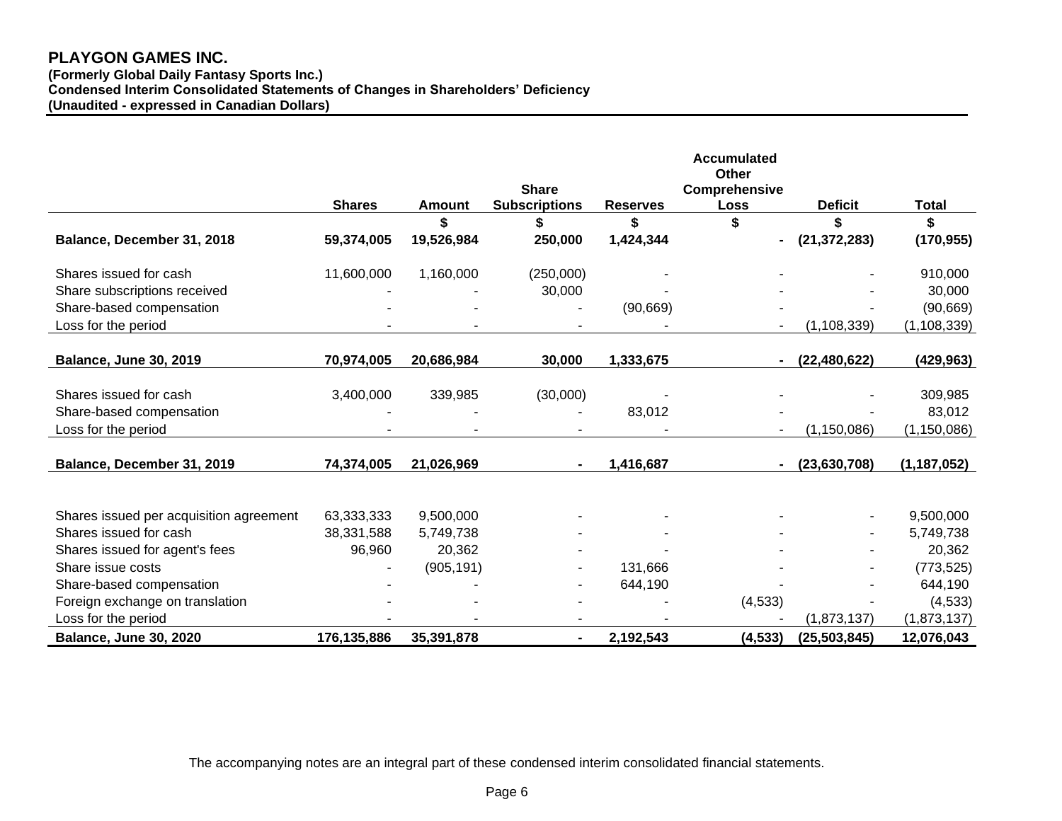# PLAYGON GAMES INC.

**(Formerly Global Daily Fantasy Sports Inc.)**
**Condensed Interim Consolidated Statements of Changes in Shareholders' Deficiency**
**(Unaudited - expressed in Canadian Dollars)**

| | Shares | Amount | Share Subscriptions | Reserves | Accumulated Other Comprehensive Loss | Deficit | Total |
|---|---|---|---|---|---|---|---|
| | | $ | $ | $ | $ | $ | $ |
| **Balance, December 31, 2018** | **59,374,005** | **19,526,984** | **250,000** | **1,424,344** | **-** | **(21,372,283)** | **(170,955)** |
| Shares issued for cash | 11,600,000 | 1,160,000 | (250,000) | - | - | - | 910,000 |
| Share subscriptions received | - | - | 30,000 | - | - | - | 30,000 |
| Share-based compensation | - | - | - | (90,669) | - | - | (90,669) |
| Loss for the period | - | - | - | - | - | (1,108,339) | (1,108,339) |
| **Balance, June 30, 2019** | **70,974,005** | **20,686,984** | **30,000** | **1,333,675** | **-** | **(22,480,622)** | **(429,963)** |
| Shares issued for cash | 3,400,000 | 339,985 | (30,000) | - | - | - | 309,985 |
| Share-based compensation | - | - | - | 83,012 | - | - | 83,012 |
| Loss for the period | - | - | - | - | - | (1,150,086) | (1,150,086) |
| **Balance, December 31, 2019** | **74,374,005** | **21,026,969** | **-** | **1,416,687** | **-** | **(23,630,708)** | **(1,187,052)** |
| Shares issued per acquisition agreement | 63,333,333 | 9,500,000 | - | - | - | - | 9,500,000 |
| Shares issued for cash | 38,331,588 | 5,749,738 | - | - | - | - | 5,749,738 |
| Shares issued for agent's fees | 96,960 | 20,362 | - | - | - | - | 20,362 |
| Share issue costs | - | (905,191) | - | 131,666 | - | - | (773,525) |
| Share-based compensation | - | - | - | 644,190 | - | - | 644,190 |
| Foreign exchange on translation | - | - | - | - | (4,533) | - | (4,533) |
| Loss for the period | - | - | - | - | - | (1,873,137) | (1,873,137) |
| **Balance, June 30, 2020** | **176,135,886** | **35,391,878** | **-** | **2,192,543** | **(4,533)** | **(25,503,845)** | **12,076,043** |

The accompanying notes are an integral part of these condensed interim consolidated financial statements.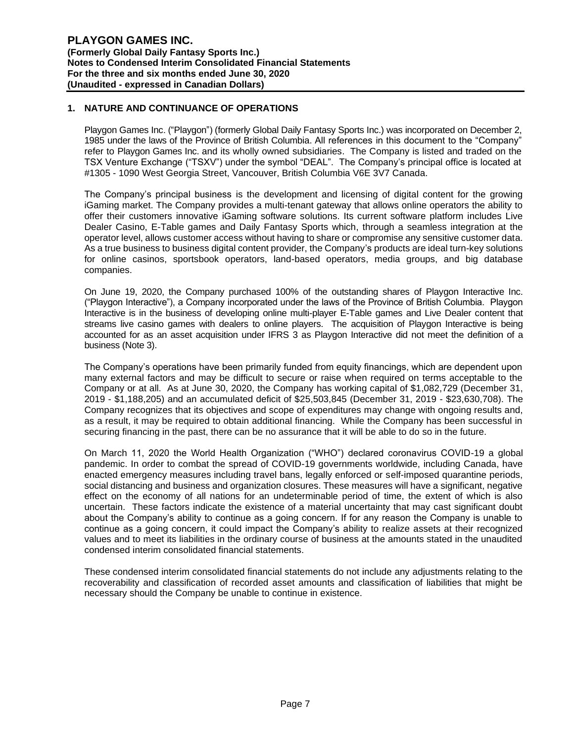## 1. NATURE AND CONTINUANCE OF OPERATIONS

Playgon Games Inc. ("Playgon") (formerly Global Daily Fantasy Sports Inc.) was incorporated on December 2, 1985 under the laws of the Province of British Columbia. All references in this document to the "Company" refer to Playgon Games Inc. and its wholly owned subsidiaries. The Company is listed and traded on the TSX Venture Exchange ("TSXV") under the symbol "DEAL". The Company's principal office is located at #1305 - 1090 West Georgia Street, Vancouver, British Columbia V6E 3V7 Canada.

The Company's principal business is the development and licensing of digital content for the growing iGaming market. The Company provides a multi-tenant gateway that allows online operators the ability to offer their customers innovative iGaming software solutions. Its current software platform includes Live Dealer Casino, E-Table games and Daily Fantasy Sports which, through a seamless integration at the operator level, allows customer access without having to share or compromise any sensitive customer data. As a true business to business digital content provider, the Company's products are ideal turn-key solutions for online casinos, sportsbook operators, land-based operators, media groups, and big database companies.

On June 19, 2020, the Company purchased 100% of the outstanding shares of Playgon Interactive Inc. ("Playgon Interactive"), a Company incorporated under the laws of the Province of British Columbia. Playgon Interactive is in the business of developing online multi-player E-Table games and Live Dealer content that streams live casino games with dealers to online players. The acquisition of Playgon Interactive is being accounted for as an asset acquisition under IFRS 3 as Playgon Interactive did not meet the definition of a business (Note 3).

The Company's operations have been primarily funded from equity financings, which are dependent upon many external factors and may be difficult to secure or raise when required on terms acceptable to the Company or at all. As at June 30, 2020, the Company has working capital of $1,082,729 (December 31, 2019 - $1,188,205) and an accumulated deficit of $25,503,845 (December 31, 2019 - $23,630,708). The Company recognizes that its objectives and scope of expenditures may change with ongoing results and, as a result, it may be required to obtain additional financing. While the Company has been successful in securing financing in the past, there can be no assurance that it will be able to do so in the future.

On March 11, 2020 the World Health Organization ("WHO") declared coronavirus COVID-19 a global pandemic. In order to combat the spread of COVID-19 governments worldwide, including Canada, have enacted emergency measures including travel bans, legally enforced or self-imposed quarantine periods, social distancing and business and organization closures. These measures will have a significant, negative effect on the economy of all nations for an undeterminable period of time, the extent of which is also uncertain. These factors indicate the existence of a material uncertainty that may cast significant doubt about the Company's ability to continue as a going concern. If for any reason the Company is unable to continue as a going concern, it could impact the Company's ability to realize assets at their recognized values and to meet its liabilities in the ordinary course of business at the amounts stated in the unaudited condensed interim consolidated financial statements.

These condensed interim consolidated financial statements do not include any adjustments relating to the recoverability and classification of recorded asset amounts and classification of liabilities that might be necessary should the Company be unable to continue in existence.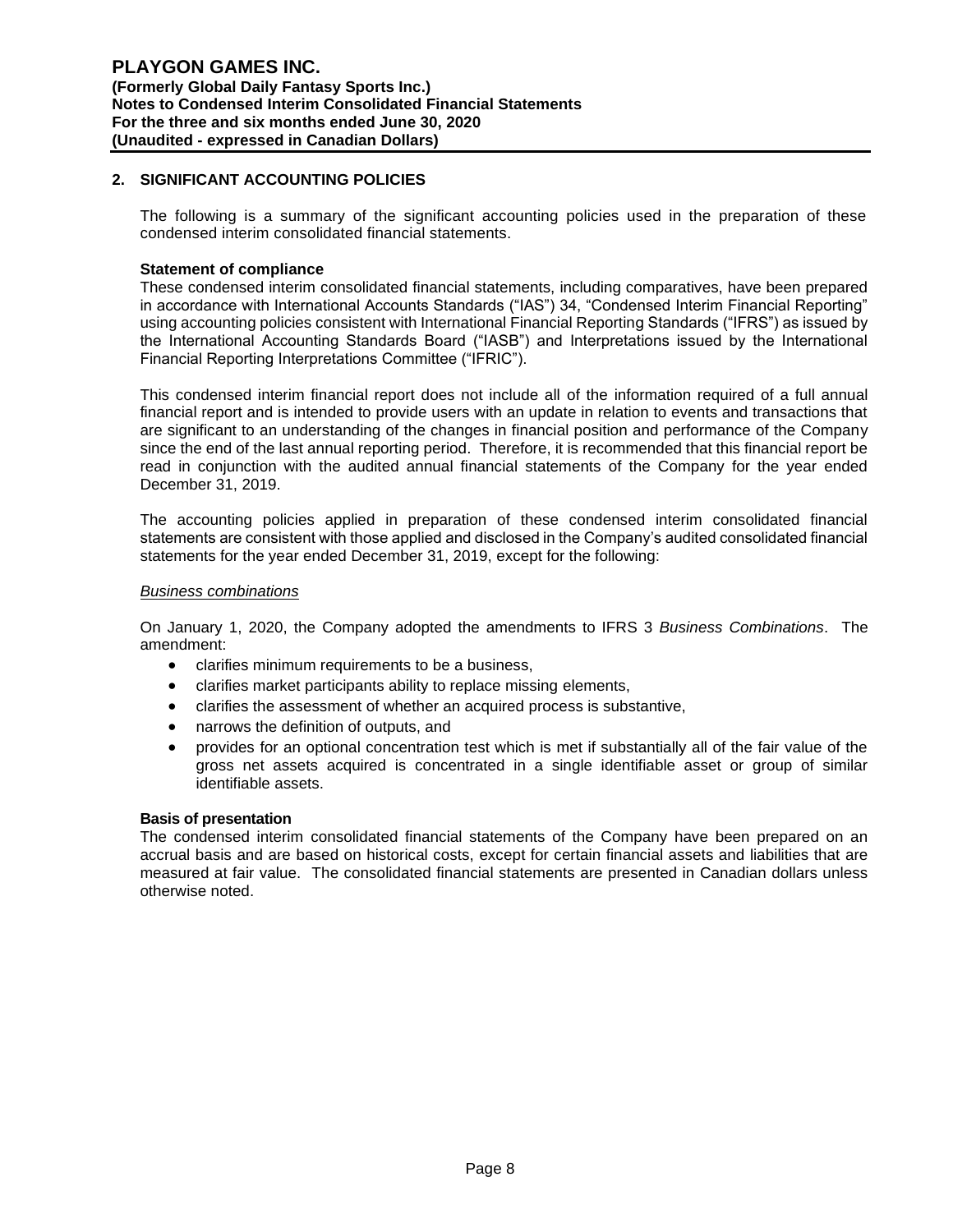## 2. SIGNIFICANT ACCOUNTING POLICIES

The following is a summary of the significant accounting policies used in the preparation of these condensed interim consolidated financial statements.

**Statement of compliance**

These condensed interim consolidated financial statements, including comparatives, have been prepared in accordance with International Accounts Standards ("IAS") 34, "Condensed Interim Financial Reporting" using accounting policies consistent with International Financial Reporting Standards ("IFRS") as issued by the International Accounting Standards Board ("IASB") and Interpretations issued by the International Financial Reporting Interpretations Committee ("IFRIC").

This condensed interim financial report does not include all of the information required of a full annual financial report and is intended to provide users with an update in relation to events and transactions that are significant to an understanding of the changes in financial position and performance of the Company since the end of the last annual reporting period. Therefore, it is recommended that this financial report be read in conjunction with the audited annual financial statements of the Company for the year ended December 31, 2019.

The accounting policies applied in preparation of these condensed interim consolidated financial statements are consistent with those applied and disclosed in the Company's audited consolidated financial statements for the year ended December 31, 2019, except for the following:

*Business combinations*

On January 1, 2020, the Company adopted the amendments to IFRS 3 *Business Combinations*. The amendment:

- clarifies minimum requirements to be a business,
- clarifies market participants ability to replace missing elements,
- clarifies the assessment of whether an acquired process is substantive,
- narrows the definition of outputs, and
- provides for an optional concentration test which is met if substantially all of the fair value of the gross net assets acquired is concentrated in a single identifiable asset or group of similar identifiable assets.

**Basis of presentation**

The condensed interim consolidated financial statements of the Company have been prepared on an accrual basis and are based on historical costs, except for certain financial assets and liabilities that are measured at fair value. The consolidated financial statements are presented in Canadian dollars unless otherwise noted.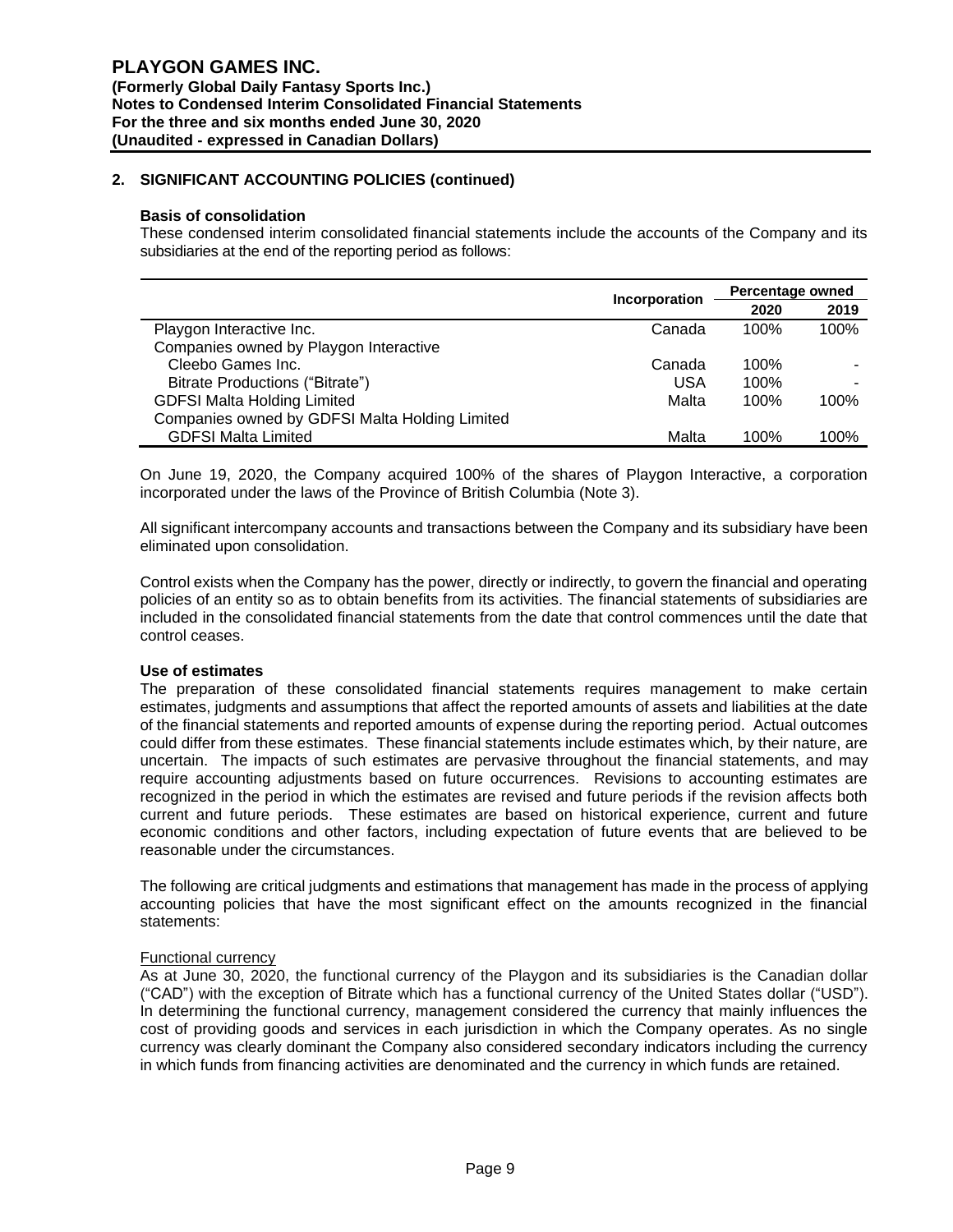## 2. SIGNIFICANT ACCOUNTING POLICIES (continued)

**Basis of consolidation**

These condensed interim consolidated financial statements include the accounts of the Company and its subsidiaries at the end of the reporting period as follows:

| | Incorporation | Percentage owned | |
|---|---|---|---|
| | | **2020** | **2019** |
| Playgon Interactive Inc. | Canada | 100% | 100% |
| Companies owned by Playgon Interactive | | | |
| Cleebo Games Inc. | Canada | 100% | - |
| Bitrate Productions ("Bitrate") | USA | 100% | - |
| GDFSI Malta Holding Limited | Malta | 100% | 100% |
| Companies owned by GDFSI Malta Holding Limited | | | |
| GDFSI Malta Limited | Malta | 100% | 100% |

On June 19, 2020, the Company acquired 100% of the shares of Playgon Interactive, a corporation incorporated under the laws of the Province of British Columbia (Note 3).

All significant intercompany accounts and transactions between the Company and its subsidiary have been eliminated upon consolidation.

Control exists when the Company has the power, directly or indirectly, to govern the financial and operating policies of an entity so as to obtain benefits from its activities. The financial statements of subsidiaries are included in the consolidated financial statements from the date that control commences until the date that control ceases.

**Use of estimates**

The preparation of these consolidated financial statements requires management to make certain estimates, judgments and assumptions that affect the reported amounts of assets and liabilities at the date of the financial statements and reported amounts of expense during the reporting period. Actual outcomes could differ from these estimates. These financial statements include estimates which, by their nature, are uncertain. The impacts of such estimates are pervasive throughout the financial statements, and may require accounting adjustments based on future occurrences. Revisions to accounting estimates are recognized in the period in which the estimates are revised and future periods if the revision affects both current and future periods. These estimates are based on historical experience, current and future economic conditions and other factors, including expectation of future events that are believed to be reasonable under the circumstances.

The following are critical judgments and estimations that management has made in the process of applying accounting policies that have the most significant effect on the amounts recognized in the financial statements:

Functional currency

As at June 30, 2020, the functional currency of the Playgon and its subsidiaries is the Canadian dollar ("CAD") with the exception of Bitrate which has a functional currency of the United States dollar ("USD"). In determining the functional currency, management considered the currency that mainly influences the cost of providing goods and services in each jurisdiction in which the Company operates. As no single currency was clearly dominant the Company also considered secondary indicators including the currency in which funds from financing activities are denominated and the currency in which funds are retained.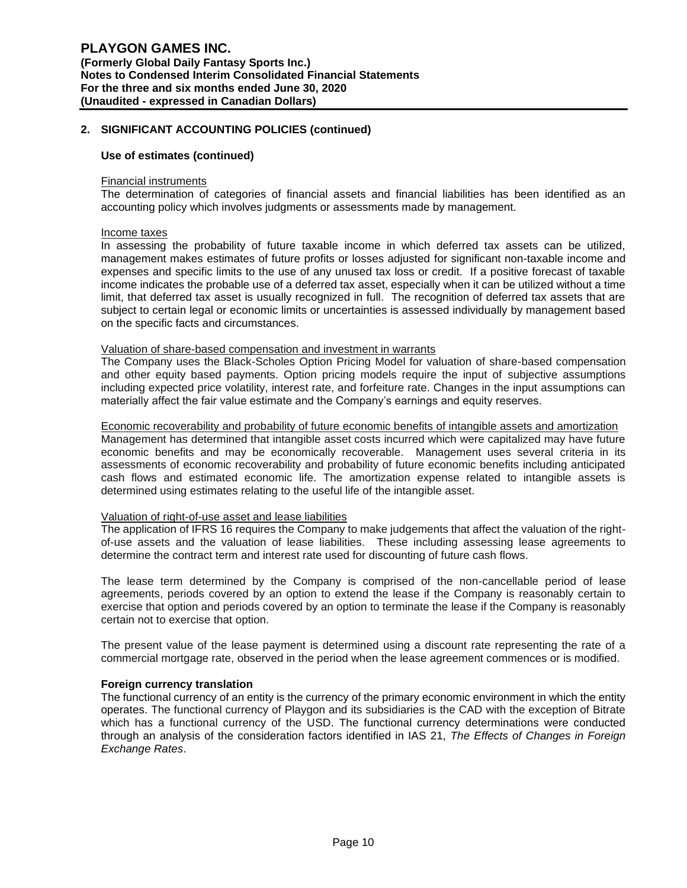## 2. SIGNIFICANT ACCOUNTING POLICIES (continued)

### Use of estimates (continued)

Financial instruments

The determination of categories of financial assets and financial liabilities has been identified as an accounting policy which involves judgments or assessments made by management.

Income taxes

In assessing the probability of future taxable income in which deferred tax assets can be utilized, management makes estimates of future profits or losses adjusted for significant non-taxable income and expenses and specific limits to the use of any unused tax loss or credit. If a positive forecast of taxable income indicates the probable use of a deferred tax asset, especially when it can be utilized without a time limit, that deferred tax asset is usually recognized in full. The recognition of deferred tax assets that are subject to certain legal or economic limits or uncertainties is assessed individually by management based on the specific facts and circumstances.

Valuation of share-based compensation and investment in warrants

The Company uses the Black-Scholes Option Pricing Model for valuation of share-based compensation and other equity based payments. Option pricing models require the input of subjective assumptions including expected price volatility, interest rate, and forfeiture rate. Changes in the input assumptions can materially affect the fair value estimate and the Company's earnings and equity reserves.

Economic recoverability and probability of future economic benefits of intangible assets and amortization

Management has determined that intangible asset costs incurred which were capitalized may have future economic benefits and may be economically recoverable. Management uses several criteria in its assessments of economic recoverability and probability of future economic benefits including anticipated cash flows and estimated economic life. The amortization expense related to intangible assets is determined using estimates relating to the useful life of the intangible asset.

Valuation of right-of-use asset and lease liabilities

The application of IFRS 16 requires the Company to make judgements that affect the valuation of the right-of-use assets and the valuation of lease liabilities. These including assessing lease agreements to determine the contract term and interest rate used for discounting of future cash flows.

The lease term determined by the Company is comprised of the non-cancellable period of lease agreements, periods covered by an option to extend the lease if the Company is reasonably certain to exercise that option and periods covered by an option to terminate the lease if the Company is reasonably certain not to exercise that option.

The present value of the lease payment is determined using a discount rate representing the rate of a commercial mortgage rate, observed in the period when the lease agreement commences or is modified.

### Foreign currency translation

The functional currency of an entity is the currency of the primary economic environment in which the entity operates. The functional currency of Playgon and its subsidiaries is the CAD with the exception of Bitrate which has a functional currency of the USD. The functional currency determinations were conducted through an analysis of the consideration factors identified in IAS 21, *The Effects of Changes in Foreign Exchange Rates*.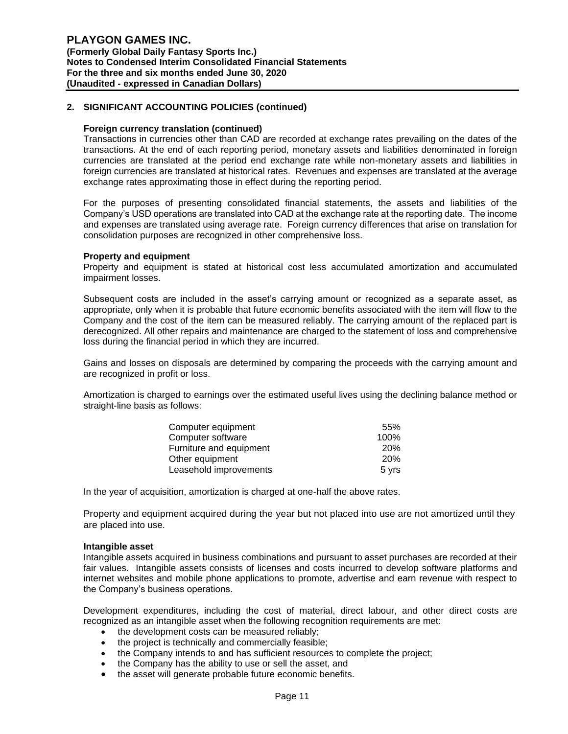## 2. SIGNIFICANT ACCOUNTING POLICIES (continued)

### Foreign currency translation (continued)

Transactions in currencies other than CAD are recorded at exchange rates prevailing on the dates of the transactions. At the end of each reporting period, monetary assets and liabilities denominated in foreign currencies are translated at the period end exchange rate while non-monetary assets and liabilities in foreign currencies are translated at historical rates. Revenues and expenses are translated at the average exchange rates approximating those in effect during the reporting period.

For the purposes of presenting consolidated financial statements, the assets and liabilities of the Company's USD operations are translated into CAD at the exchange rate at the reporting date. The income and expenses are translated using average rate. Foreign currency differences that arise on translation for consolidation purposes are recognized in other comprehensive loss.

### Property and equipment

Property and equipment is stated at historical cost less accumulated amortization and accumulated impairment losses.

Subsequent costs are included in the asset's carrying amount or recognized as a separate asset, as appropriate, only when it is probable that future economic benefits associated with the item will flow to the Company and the cost of the item can be measured reliably. The carrying amount of the replaced part is derecognized. All other repairs and maintenance are charged to the statement of loss and comprehensive loss during the financial period in which they are incurred.

Gains and losses on disposals are determined by comparing the proceeds with the carrying amount and are recognized in profit or loss.

Amortization is charged to earnings over the estimated useful lives using the declining balance method or straight-line basis as follows:

| | |
|---|---|
| Computer equipment | 55% |
| Computer software | 100% |
| Furniture and equipment | 20% |
| Other equipment | 20% |
| Leasehold improvements | 5 yrs |

In the year of acquisition, amortization is charged at one-half the above rates.

Property and equipment acquired during the year but not placed into use are not amortized until they are placed into use.

### Intangible asset

Intangible assets acquired in business combinations and pursuant to asset purchases are recorded at their fair values. Intangible assets consists of licenses and costs incurred to develop software platforms and internet websites and mobile phone applications to promote, advertise and earn revenue with respect to the Company's business operations.

Development expenditures, including the cost of material, direct labour, and other direct costs are recognized as an intangible asset when the following recognition requirements are met:

- the development costs can be measured reliably;
- the project is technically and commercially feasible;
- the Company intends to and has sufficient resources to complete the project;
- the Company has the ability to use or sell the asset, and
- the asset will generate probable future economic benefits.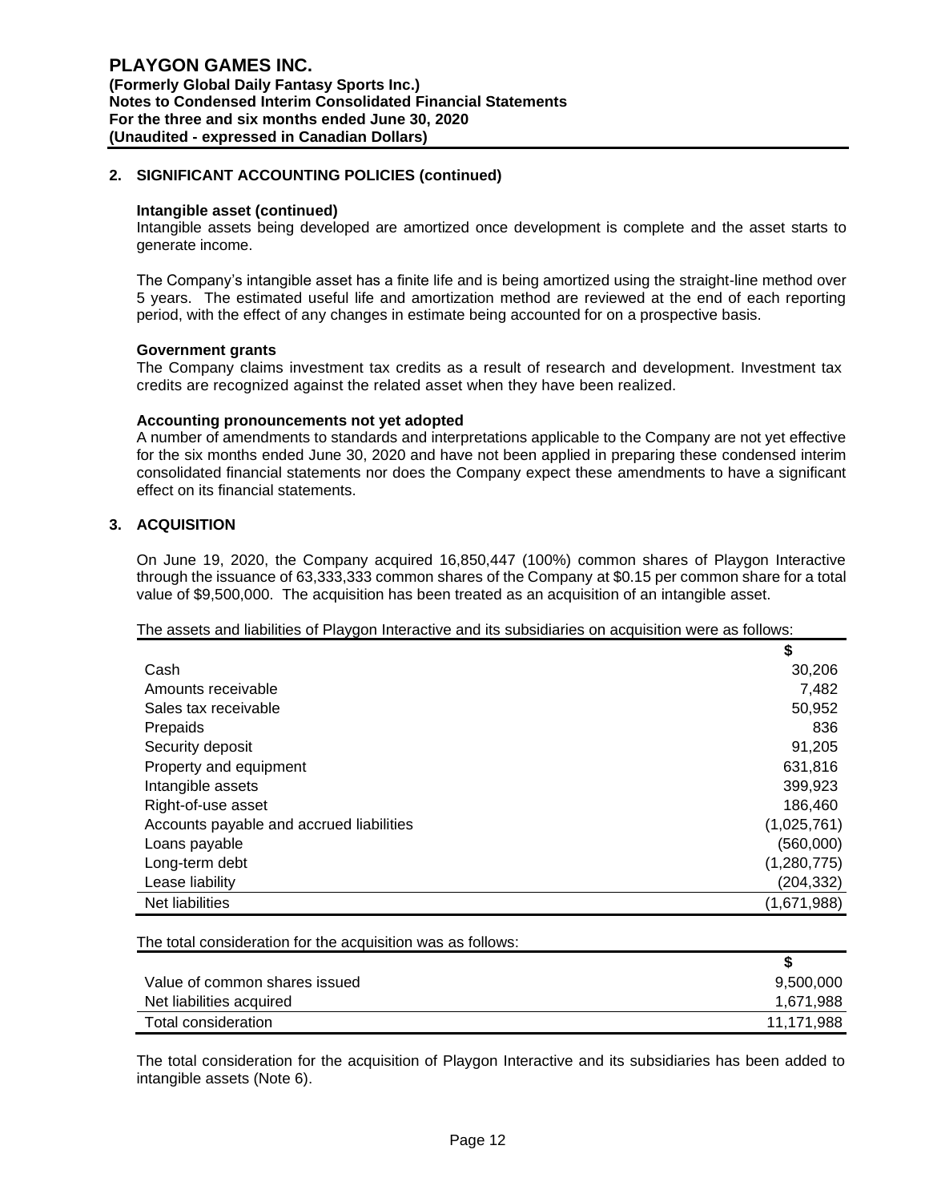## 2. SIGNIFICANT ACCOUNTING POLICIES (continued)

**Intangible asset (continued)**

Intangible assets being developed are amortized once development is complete and the asset starts to generate income.

The Company's intangible asset has a finite life and is being amortized using the straight-line method over 5 years. The estimated useful life and amortization method are reviewed at the end of each reporting period, with the effect of any changes in estimate being accounted for on a prospective basis.

**Government grants**

The Company claims investment tax credits as a result of research and development. Investment tax credits are recognized against the related asset when they have been realized.

**Accounting pronouncements not yet adopted**

A number of amendments to standards and interpretations applicable to the Company are not yet effective for the six months ended June 30, 2020 and have not been applied in preparing these condensed interim consolidated financial statements nor does the Company expect these amendments to have a significant effect on its financial statements.

## 3. ACQUISITION

On June 19, 2020, the Company acquired 16,850,447 (100%) common shares of Playgon Interactive through the issuance of 63,333,333 common shares of the Company at $0.15 per common share for a total value of $9,500,000. The acquisition has been treated as an acquisition of an intangible asset.

The assets and liabilities of Playgon Interactive and its subsidiaries on acquisition were as follows:

| | $ |
|---|---:|
| Cash | 30,206 |
| Amounts receivable | 7,482 |
| Sales tax receivable | 50,952 |
| Prepaids | 836 |
| Security deposit | 91,205 |
| Property and equipment | 631,816 |
| Intangible assets | 399,923 |
| Right-of-use asset | 186,460 |
| Accounts payable and accrued liabilities | (1,025,761) |
| Loans payable | (560,000) |
| Long-term debt | (1,280,775) |
| Lease liability | (204,332) |
| Net liabilities | (1,671,988) |

The total consideration for the acquisition was as follows:

| | $ |
|---|---:|
| Value of common shares issued | 9,500,000 |
| Net liabilities acquired | 1,671,988 |
| Total consideration | 11,171,988 |

The total consideration for the acquisition of Playgon Interactive and its subsidiaries has been added to intangible assets (Note 6).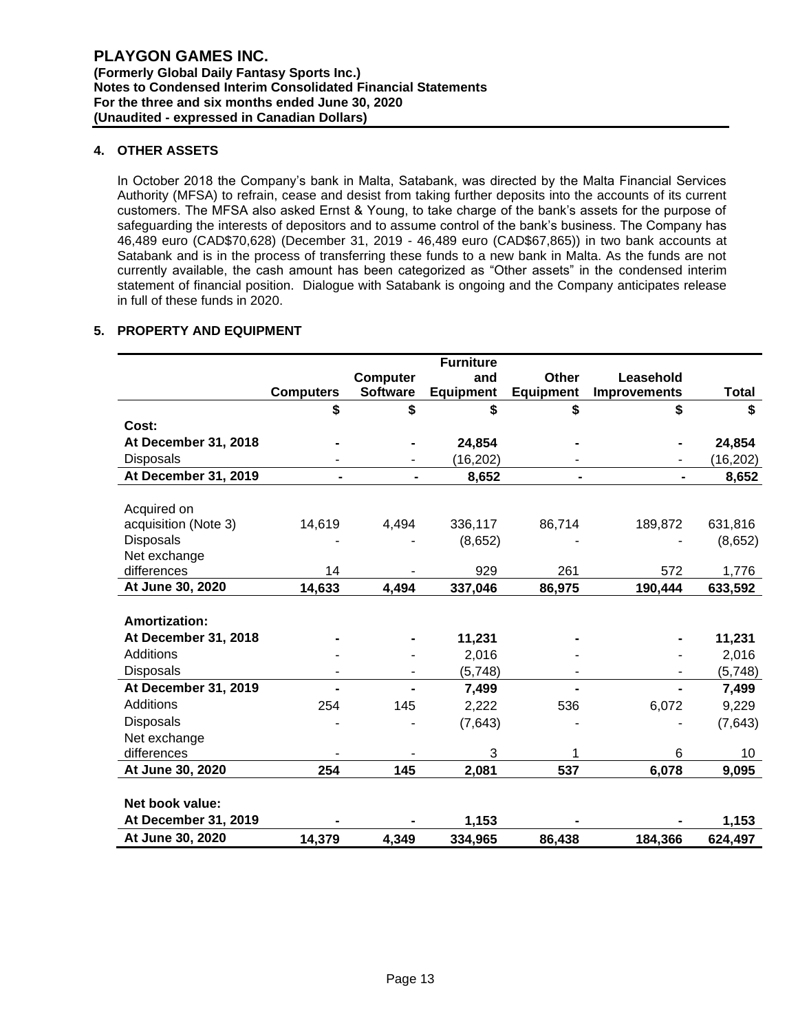## 4. OTHER ASSETS

In October 2018 the Company's bank in Malta, Satabank, was directed by the Malta Financial Services Authority (MFSA) to refrain, cease and desist from taking further deposits into the accounts of its current customers. The MFSA also asked Ernst & Young, to take charge of the bank's assets for the purpose of safeguarding the interests of depositors and to assume control of the bank's business. The Company has 46,489 euro (CAD$70,628) (December 31, 2019 - 46,489 euro (CAD$67,865)) in two bank accounts at Satabank and is in the process of transferring these funds to a new bank in Malta. As the funds are not currently available, the cash amount has been categorized as "Other assets" in the condensed interim statement of financial position. Dialogue with Satabank is ongoing and the Company anticipates release in full of these funds in 2020.

## 5. PROPERTY AND EQUIPMENT

| | Computers | Computer Software | Furniture and Equipment | Other Equipment | Leasehold Improvements | Total |
|---|---|---|---|---|---|---|
| | $ | $ | $ | $ | $ | $ |
| **Cost:** | | | | | | |
| **At December 31, 2018** | **-** | **-** | **24,854** | **-** | **-** | **24,854** |
| Disposals | - | - | (16,202) | - | - | (16,202) |
| **At December 31, 2019** | **-** | **-** | **8,652** | **-** | **-** | **8,652** |
| Acquired on acquisition (Note 3) | 14,619 | 4,494 | 336,117 | 86,714 | 189,872 | 631,816 |
| Disposals | - | - | (8,652) | - | - | (8,652) |
| Net exchange differences | 14 | - | 929 | 261 | 572 | 1,776 |
| **At June 30, 2020** | **14,633** | **4,494** | **337,046** | **86,975** | **190,444** | **633,592** |
| **Amortization:** | | | | | | |
| **At December 31, 2018** | **-** | **-** | **11,231** | **-** | **-** | **11,231** |
| Additions | - | - | 2,016 | - | - | 2,016 |
| Disposals | - | - | (5,748) | - | - | (5,748) |
| **At December 31, 2019** | **-** | **-** | **7,499** | **-** | **-** | **7,499** |
| Additions | 254 | 145 | 2,222 | 536 | 6,072 | 9,229 |
| Disposals | - | - | (7,643) | - | - | (7,643) |
| Net exchange differences | - | - | 3 | 1 | 6 | 10 |
| **At June 30, 2020** | **254** | **145** | **2,081** | **537** | **6,078** | **9,095** |
| **Net book value:** | | | | | | |
| **At December 31, 2019** | **-** | **-** | **1,153** | **-** | **-** | **1,153** |
| **At June 30, 2020** | **14,379** | **4,349** | **334,965** | **86,438** | **184,366** | **624,497** |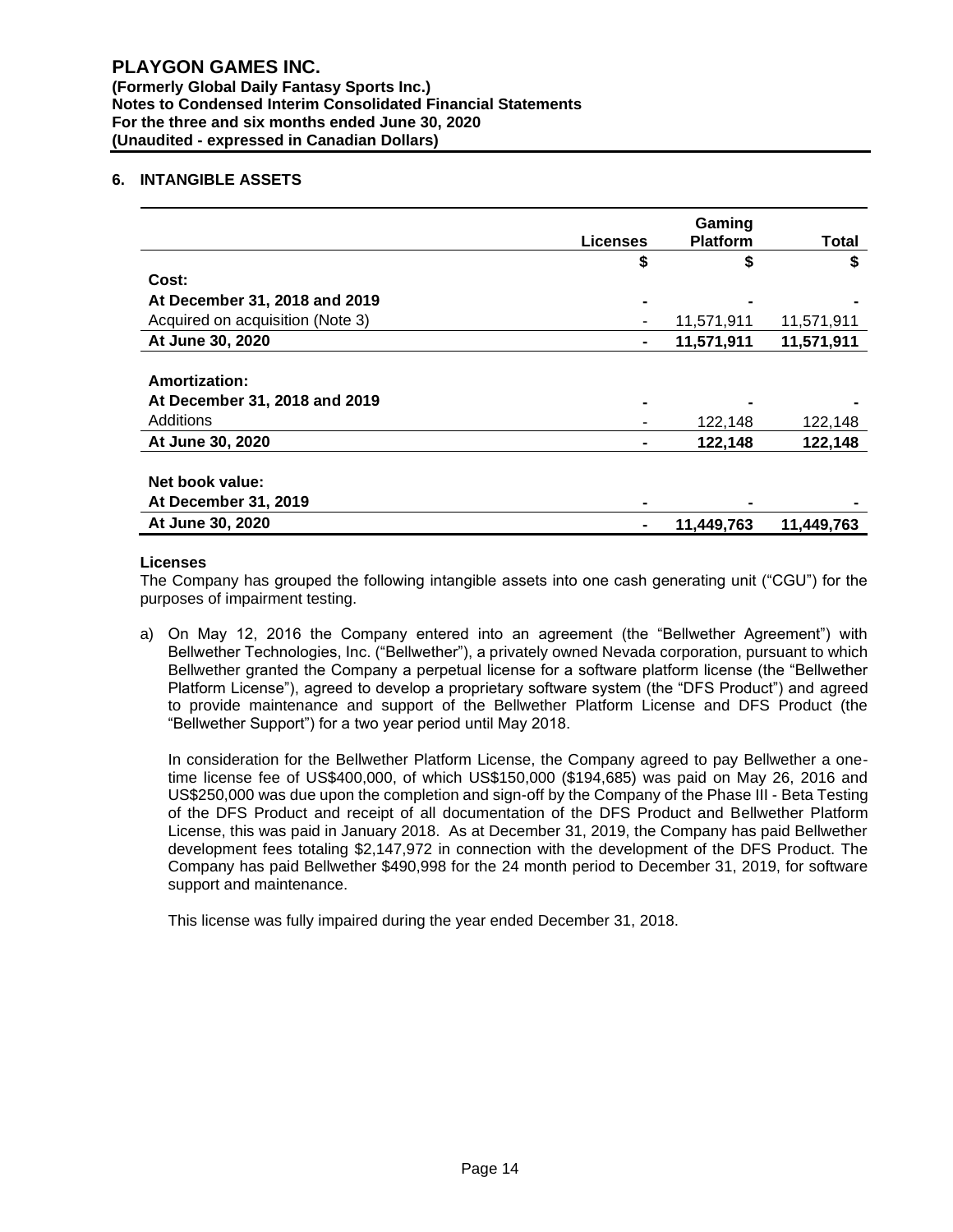## 6. INTANGIBLE ASSETS

| | Licenses | Gaming Platform | Total |
|---|---|---|---|
| | $ | $ | $ |
| **Cost:** | | | |
| **At December 31, 2018 and 2019** | - | - | - |
| Acquired on acquisition (Note 3) | - | 11,571,911 | 11,571,911 |
| **At June 30, 2020** | - | **11,571,911** | **11,571,911** |
| **Amortization:** | | | |
| **At December 31, 2018 and 2019** | - | - | - |
| Additions | - | 122,148 | 122,148 |
| **At June 30, 2020** | - | **122,148** | **122,148** |
| **Net book value:** | | | |
| **At December 31, 2019** | - | - | - |
| **At June 30, 2020** | - | **11,449,763** | **11,449,763** |

**Licenses**

The Company has grouped the following intangible assets into one cash generating unit ("CGU") for the purposes of impairment testing.

a) On May 12, 2016 the Company entered into an agreement (the "Bellwether Agreement") with Bellwether Technologies, Inc. ("Bellwether"), a privately owned Nevada corporation, pursuant to which Bellwether granted the Company a perpetual license for a software platform license (the "Bellwether Platform License"), agreed to develop a proprietary software system (the "DFS Product") and agreed to provide maintenance and support of the Bellwether Platform License and DFS Product (the "Bellwether Support") for a two year period until May 2018.

   In consideration for the Bellwether Platform License, the Company agreed to pay Bellwether a one-time license fee of US$400,000, of which US$150,000 ($194,685) was paid on May 26, 2016 and US$250,000 was due upon the completion and sign-off by the Company of the Phase III - Beta Testing of the DFS Product and receipt of all documentation of the DFS Product and Bellwether Platform License, this was paid in January 2018. As at December 31, 2019, the Company has paid Bellwether development fees totaling $2,147,972 in connection with the development of the DFS Product. The Company has paid Bellwether $490,998 for the 24 month period to December 31, 2019, for software support and maintenance.

   This license was fully impaired during the year ended December 31, 2018.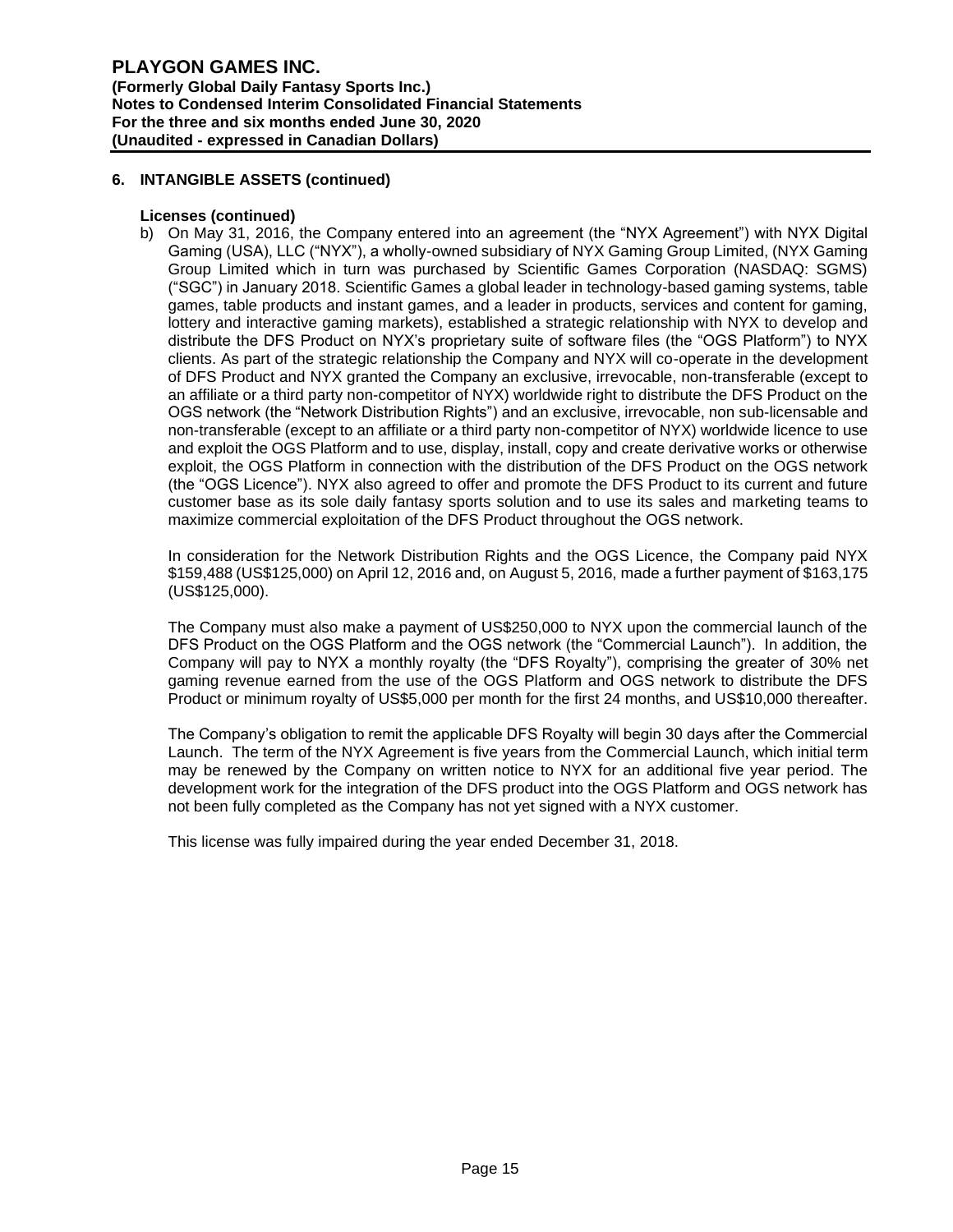## 6. INTANGIBLE ASSETS (continued)

### Licenses (continued)

b) On May 31, 2016, the Company entered into an agreement (the "NYX Agreement") with NYX Digital Gaming (USA), LLC ("NYX"), a wholly-owned subsidiary of NYX Gaming Group Limited, (NYX Gaming Group Limited which in turn was purchased by Scientific Games Corporation (NASDAQ: SGMS) ("SGC") in January 2018. Scientific Games a global leader in technology-based gaming systems, table games, table products and instant games, and a leader in products, services and content for gaming, lottery and interactive gaming markets), established a strategic relationship with NYX to develop and distribute the DFS Product on NYX's proprietary suite of software files (the "OGS Platform") to NYX clients. As part of the strategic relationship the Company and NYX will co-operate in the development of DFS Product and NYX granted the Company an exclusive, irrevocable, non-transferable (except to an affiliate or a third party non-competitor of NYX) worldwide right to distribute the DFS Product on the OGS network (the "Network Distribution Rights") and an exclusive, irrevocable, non sub-licensable and non-transferable (except to an affiliate or a third party non-competitor of NYX) worldwide licence to use and exploit the OGS Platform and to use, display, install, copy and create derivative works or otherwise exploit, the OGS Platform in connection with the distribution of the DFS Product on the OGS network (the "OGS Licence"). NYX also agreed to offer and promote the DFS Product to its current and future customer base as its sole daily fantasy sports solution and to use its sales and marketing teams to maximize commercial exploitation of the DFS Product throughout the OGS network.

In consideration for the Network Distribution Rights and the OGS Licence, the Company paid NYX $159,488 (US$125,000) on April 12, 2016 and, on August 5, 2016, made a further payment of $163,175 (US$125,000).

The Company must also make a payment of US$250,000 to NYX upon the commercial launch of the DFS Product on the OGS Platform and the OGS network (the "Commercial Launch"). In addition, the Company will pay to NYX a monthly royalty (the "DFS Royalty"), comprising the greater of 30% net gaming revenue earned from the use of the OGS Platform and OGS network to distribute the DFS Product or minimum royalty of US$5,000 per month for the first 24 months, and US$10,000 thereafter.

The Company's obligation to remit the applicable DFS Royalty will begin 30 days after the Commercial Launch. The term of the NYX Agreement is five years from the Commercial Launch, which initial term may be renewed by the Company on written notice to NYX for an additional five year period. The development work for the integration of the DFS product into the OGS Platform and OGS network has not been fully completed as the Company has not yet signed with a NYX customer.

This license was fully impaired during the year ended December 31, 2018.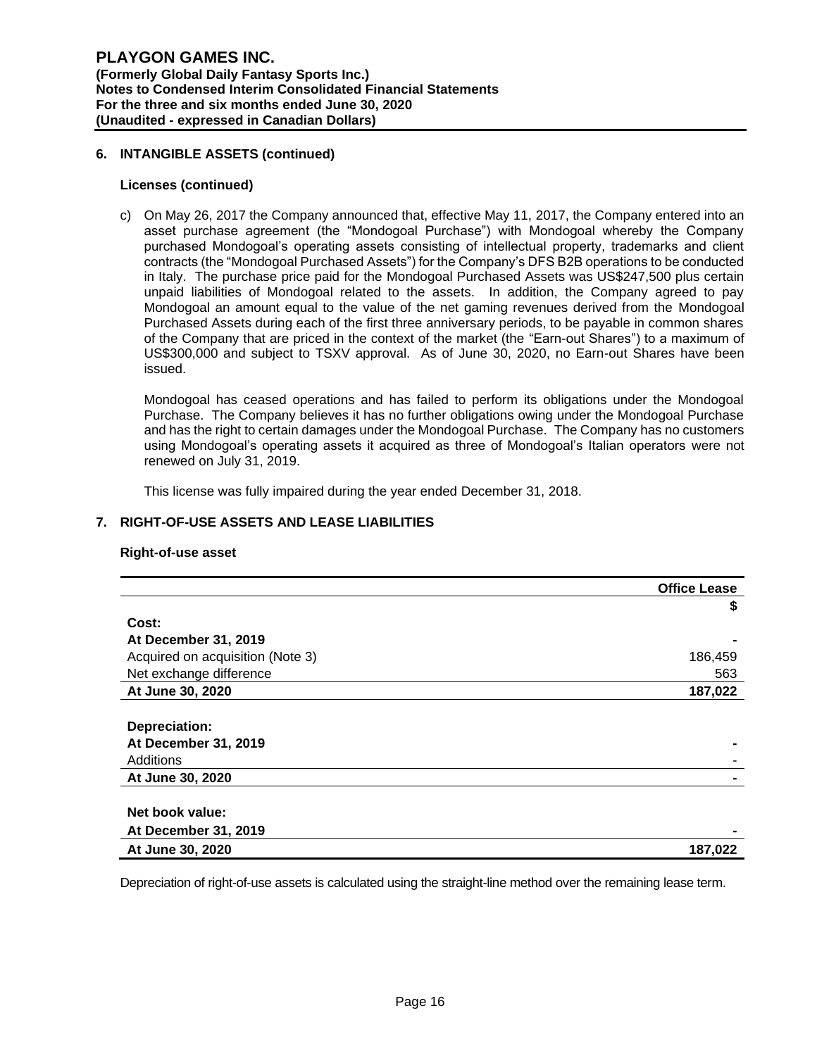## 6. INTANGIBLE ASSETS (continued)

### Licenses (continued)

c) On May 26, 2017 the Company announced that, effective May 11, 2017, the Company entered into an asset purchase agreement (the "Mondogoal Purchase") with Mondogoal whereby the Company purchased Mondogoal's operating assets consisting of intellectual property, trademarks and client contracts (the "Mondogoal Purchased Assets") for the Company's DFS B2B operations to be conducted in Italy. The purchase price paid for the Mondogoal Purchased Assets was US$247,500 plus certain unpaid liabilities of Mondogoal related to the assets. In addition, the Company agreed to pay Mondogoal an amount equal to the value of the net gaming revenues derived from the Mondogoal Purchased Assets during each of the first three anniversary periods, to be payable in common shares of the Company that are priced in the context of the market (the "Earn-out Shares") to a maximum of US$300,000 and subject to TSXV approval. As of June 30, 2020, no Earn-out Shares have been issued.

   Mondogoal has ceased operations and has failed to perform its obligations under the Mondogoal Purchase. The Company believes it has no further obligations owing under the Mondogoal Purchase and has the right to certain damages under the Mondogoal Purchase. The Company has no customers using Mondogoal's operating assets it acquired as three of Mondogoal's Italian operators were not renewed on July 31, 2019.

   This license was fully impaired during the year ended December 31, 2018.

## 7. RIGHT-OF-USE ASSETS AND LEASE LIABILITIES

### Right-of-use asset

| | Office Lease |
|---|---|
| | $ |
| **Cost:** | |
| **At December 31, 2019** | - |
| Acquired on acquisition (Note 3) | 186,459 |
| Net exchange difference | 563 |
| **At June 30, 2020** | **187,022** |
| | |
| **Depreciation:** | |
| **At December 31, 2019** | - |
| Additions | - |
| **At June 30, 2020** | - |
| | |
| **Net book value:** | |
| **At December 31, 2019** | - |
| **At June 30, 2020** | **187,022** |

Depreciation of right-of-use assets is calculated using the straight-line method over the remaining lease term.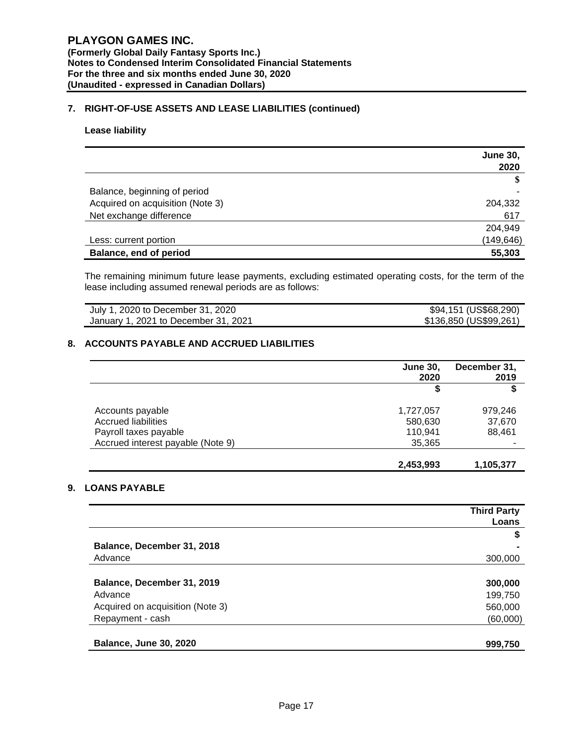**PLAYGON GAMES INC.**
**(Formerly Global Daily Fantasy Sports Inc.)**
**Notes to Condensed Interim Consolidated Financial Statements**
**For the three and six months ended June 30, 2020**
**(Unaudited - expressed in Canadian Dollars)**

## 7. RIGHT-OF-USE ASSETS AND LEASE LIABILITIES (continued)

**Lease liability**

| | June 30, 2020 |
|---|---|
| | $ |
| Balance, beginning of period | - |
| Acquired on acquisition (Note 3) | 204,332 |
| Net exchange difference | 617 |
| | 204,949 |
| Less: current portion | (149,646) |
| **Balance, end of period** | **55,303** |

The remaining minimum future lease payments, excluding estimated operating costs, for the term of the lease including assumed renewal periods are as follows:

| | |
|---|---|
| July 1, 2020 to December 31, 2020 | $94,151 (US$68,290) |
| January 1, 2021 to December 31, 2021 | $136,850 (US$99,261) |

## 8. ACCOUNTS PAYABLE AND ACCRUED LIABILITIES

| | June 30, 2020 | December 31, 2019 |
|---|---|---|
| | $ | $ |
| Accounts payable | 1,727,057 | 979,246 |
| Accrued liabilities | 580,630 | 37,670 |
| Payroll taxes payable | 110,941 | 88,461 |
| Accrued interest payable (Note 9) | 35,365 | - |
| | **2,453,993** | **1,105,377** |

## 9. LOANS PAYABLE

| | Third Party Loans |
|---|---|
| | $ |
| **Balance, December 31, 2018** | - |
| Advance | 300,000 |
| **Balance, December 31, 2019** | **300,000** |
| Advance | 199,750 |
| Acquired on acquisition (Note 3) | 560,000 |
| Repayment - cash | (60,000) |
| **Balance, June 30, 2020** | **999,750** |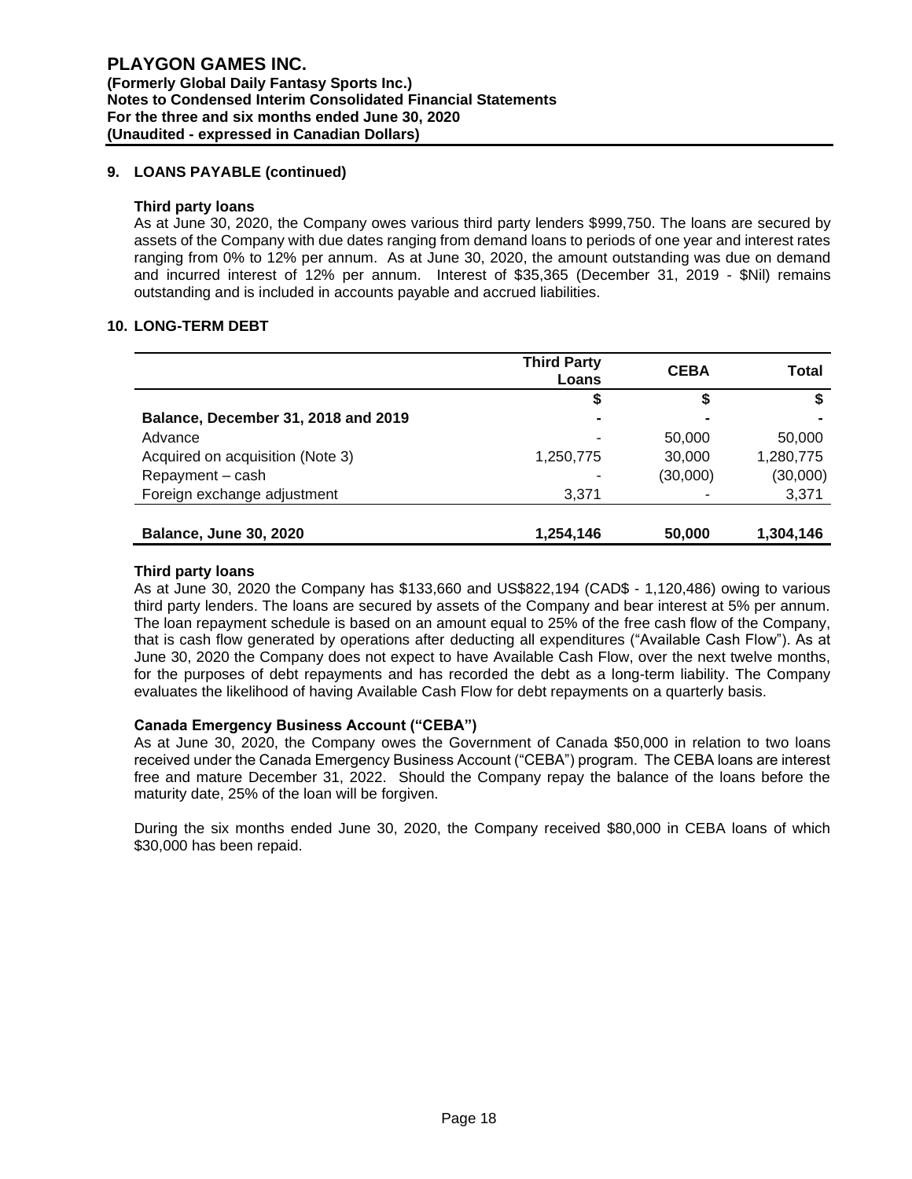## 9. LOANS PAYABLE (continued)

### Third party loans

As at June 30, 2020, the Company owes various third party lenders $999,750. The loans are secured by assets of the Company with due dates ranging from demand loans to periods of one year and interest rates ranging from 0% to 12% per annum. As at June 30, 2020, the amount outstanding was due on demand and incurred interest of 12% per annum. Interest of $35,365 (December 31, 2019 - $Nil) remains outstanding and is included in accounts payable and accrued liabilities.

## 10. LONG-TERM DEBT

| | Third Party Loans | CEBA | Total |
|---|---|---|---|
| | $ | $ | $ |
| **Balance, December 31, 2018 and 2019** | - | - | - |
| Advance | - | 50,000 | 50,000 |
| Acquired on acquisition (Note 3) | 1,250,775 | 30,000 | 1,280,775 |
| Repayment – cash | - | (30,000) | (30,000) |
| Foreign exchange adjustment | 3,371 | - | 3,371 |
| **Balance, June 30, 2020** | **1,254,146** | **50,000** | **1,304,146** |

### Third party loans

As at June 30, 2020 the Company has $133,660 and US$822,194 (CAD$ - 1,120,486) owing to various third party lenders. The loans are secured by assets of the Company and bear interest at 5% per annum. The loan repayment schedule is based on an amount equal to 25% of the free cash flow of the Company, that is cash flow generated by operations after deducting all expenditures ("Available Cash Flow"). As at June 30, 2020 the Company does not expect to have Available Cash Flow, over the next twelve months, for the purposes of debt repayments and has recorded the debt as a long-term liability. The Company evaluates the likelihood of having Available Cash Flow for debt repayments on a quarterly basis.

### Canada Emergency Business Account ("CEBA")

As at June 30, 2020, the Company owes the Government of Canada $50,000 in relation to two loans received under the Canada Emergency Business Account ("CEBA") program. The CEBA loans are interest free and mature December 31, 2022. Should the Company repay the balance of the loans before the maturity date, 25% of the loan will be forgiven.

During the six months ended June 30, 2020, the Company received $80,000 in CEBA loans of which $30,000 has been repaid.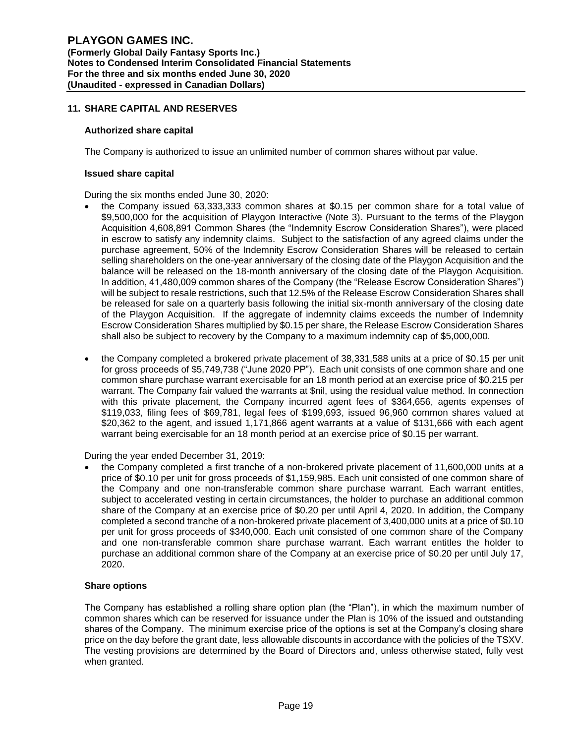## 11. SHARE CAPITAL AND RESERVES

### Authorized share capital

The Company is authorized to issue an unlimited number of common shares without par value.

### Issued share capital

During the six months ended June 30, 2020:

- the Company issued 63,333,333 common shares at $0.15 per common share for a total value of $9,500,000 for the acquisition of Playgon Interactive (Note 3). Pursuant to the terms of the Playgon Acquisition 4,608,891 Common Shares (the "Indemnity Escrow Consideration Shares"), were placed in escrow to satisfy any indemnity claims. Subject to the satisfaction of any agreed claims under the purchase agreement, 50% of the Indemnity Escrow Consideration Shares will be released to certain selling shareholders on the one-year anniversary of the closing date of the Playgon Acquisition and the balance will be released on the 18-month anniversary of the closing date of the Playgon Acquisition. In addition, 41,480,009 common shares of the Company (the "Release Escrow Consideration Shares") will be subject to resale restrictions, such that 12.5% of the Release Escrow Consideration Shares shall be released for sale on a quarterly basis following the initial six-month anniversary of the closing date of the Playgon Acquisition. If the aggregate of indemnity claims exceeds the number of Indemnity Escrow Consideration Shares multiplied by $0.15 per share, the Release Escrow Consideration Shares shall also be subject to recovery by the Company to a maximum indemnity cap of $5,000,000.

- the Company completed a brokered private placement of 38,331,588 units at a price of $0.15 per unit for gross proceeds of $5,749,738 ("June 2020 PP"). Each unit consists of one common share and one common share purchase warrant exercisable for an 18 month period at an exercise price of $0.215 per warrant. The Company fair valued the warrants at $nil, using the residual value method. In connection with this private placement, the Company incurred agent fees of $364,656, agents expenses of $119,033, filing fees of $69,781, legal fees of $199,693, issued 96,960 common shares valued at $20,362 to the agent, and issued 1,171,866 agent warrants at a value of $131,666 with each agent warrant being exercisable for an 18 month period at an exercise price of $0.15 per warrant.

During the year ended December 31, 2019:

- the Company completed a first tranche of a non-brokered private placement of 11,600,000 units at a price of $0.10 per unit for gross proceeds of $1,159,985. Each unit consisted of one common share of the Company and one non-transferable common share purchase warrant. Each warrant entitles, subject to accelerated vesting in certain circumstances, the holder to purchase an additional common share of the Company at an exercise price of $0.20 per until April 4, 2020. In addition, the Company completed a second tranche of a non-brokered private placement of 3,400,000 units at a price of $0.10 per unit for gross proceeds of $340,000. Each unit consisted of one common share of the Company and one non-transferable common share purchase warrant. Each warrant entitles the holder to purchase an additional common share of the Company at an exercise price of $0.20 per until July 17, 2020.

### Share options

The Company has established a rolling share option plan (the "Plan"), in which the maximum number of common shares which can be reserved for issuance under the Plan is 10% of the issued and outstanding shares of the Company. The minimum exercise price of the options is set at the Company's closing share price on the day before the grant date, less allowable discounts in accordance with the policies of the TSXV. The vesting provisions are determined by the Board of Directors and, unless otherwise stated, fully vest when granted.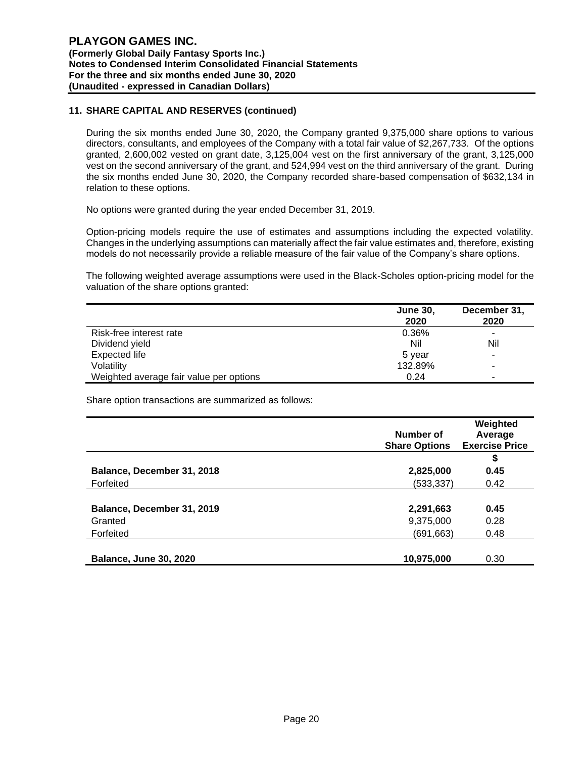### 11. SHARE CAPITAL AND RESERVES (continued)

During the six months ended June 30, 2020, the Company granted 9,375,000 share options to various directors, consultants, and employees of the Company with a total fair value of $2,267,733. Of the options granted, 2,600,002 vested on grant date, 3,125,004 vest on the first anniversary of the grant, 3,125,000 vest on the second anniversary of the grant, and 524,994 vest on the third anniversary of the grant. During the six months ended June 30, 2020, the Company recorded share-based compensation of $632,134 in relation to these options.

No options were granted during the year ended December 31, 2019.

Option-pricing models require the use of estimates and assumptions including the expected volatility. Changes in the underlying assumptions can materially affect the fair value estimates and, therefore, existing models do not necessarily provide a reliable measure of the fair value of the Company's share options.

The following weighted average assumptions were used in the Black-Scholes option-pricing model for the valuation of the share options granted:

| | June 30, 2020 | December 31, 2020 |
|---|---|---|
| Risk-free interest rate | 0.36% | - |
| Dividend yield | Nil | Nil |
| Expected life | 5 year | - |
| Volatility | 132.89% | - |
| Weighted average fair value per options | 0.24 | - |

Share option transactions are summarized as follows:

| | Number of Share Options | Weighted Average Exercise Price |
|---|---|---|
| | | $ |
| **Balance, December 31, 2018** | **2,825,000** | **0.45** |
| Forfeited | (533,337) | 0.42 |
| **Balance, December 31, 2019** | **2,291,663** | **0.45** |
| Granted | 9,375,000 | 0.28 |
| Forfeited | (691,663) | 0.48 |
| **Balance, June 30, 2020** | **10,975,000** | 0.30 |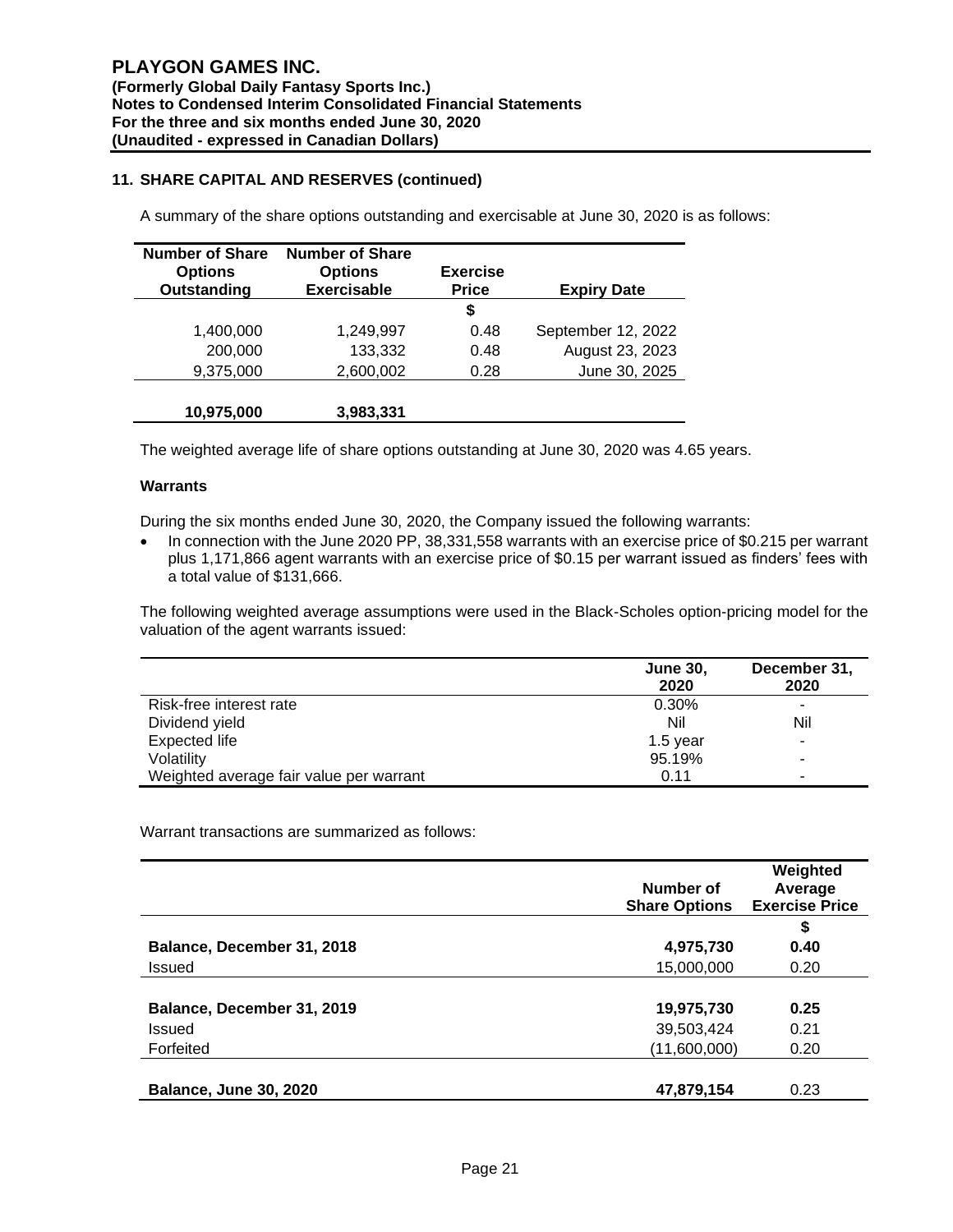## 11. SHARE CAPITAL AND RESERVES (continued)

A summary of the share options outstanding and exercisable at June 30, 2020 is as follows:

| Number of Share Options Outstanding | Number of Share Options Exercisable | Exercise Price | Expiry Date |
|---|---|---|---|
| | | $ | |
| 1,400,000 | 1,249,997 | 0.48 | September 12, 2022 |
| 200,000 | 133,332 | 0.48 | August 23, 2023 |
| 9,375,000 | 2,600,002 | 0.28 | June 30, 2025 |
| **10,975,000** | **3,983,331** | | |

The weighted average life of share options outstanding at June 30, 2020 was 4.65 years.

### Warrants

During the six months ended June 30, 2020, the Company issued the following warrants:

- In connection with the June 2020 PP, 38,331,558 warrants with an exercise price of $0.215 per warrant plus 1,171,866 agent warrants with an exercise price of $0.15 per warrant issued as finders' fees with a total value of $131,666.

The following weighted average assumptions were used in the Black-Scholes option-pricing model for the valuation of the agent warrants issued:

| | June 30, 2020 | December 31, 2020 |
|---|---|---|
| Risk-free interest rate | 0.30% | - |
| Dividend yield | Nil | Nil |
| Expected life | 1.5 year | - |
| Volatility | 95.19% | - |
| Weighted average fair value per warrant | 0.11 | - |

Warrant transactions are summarized as follows:

| | Number of Share Options | Weighted Average Exercise Price |
|---|---|---|
| | | $ |
| **Balance, December 31, 2018** | **4,975,730** | **0.40** |
| Issued | 15,000,000 | 0.20 |
| **Balance, December 31, 2019** | **19,975,730** | **0.25** |
| Issued | 39,503,424 | 0.21 |
| Forfeited | (11,600,000) | 0.20 |
| **Balance, June 30, 2020** | **47,879,154** | 0.23 |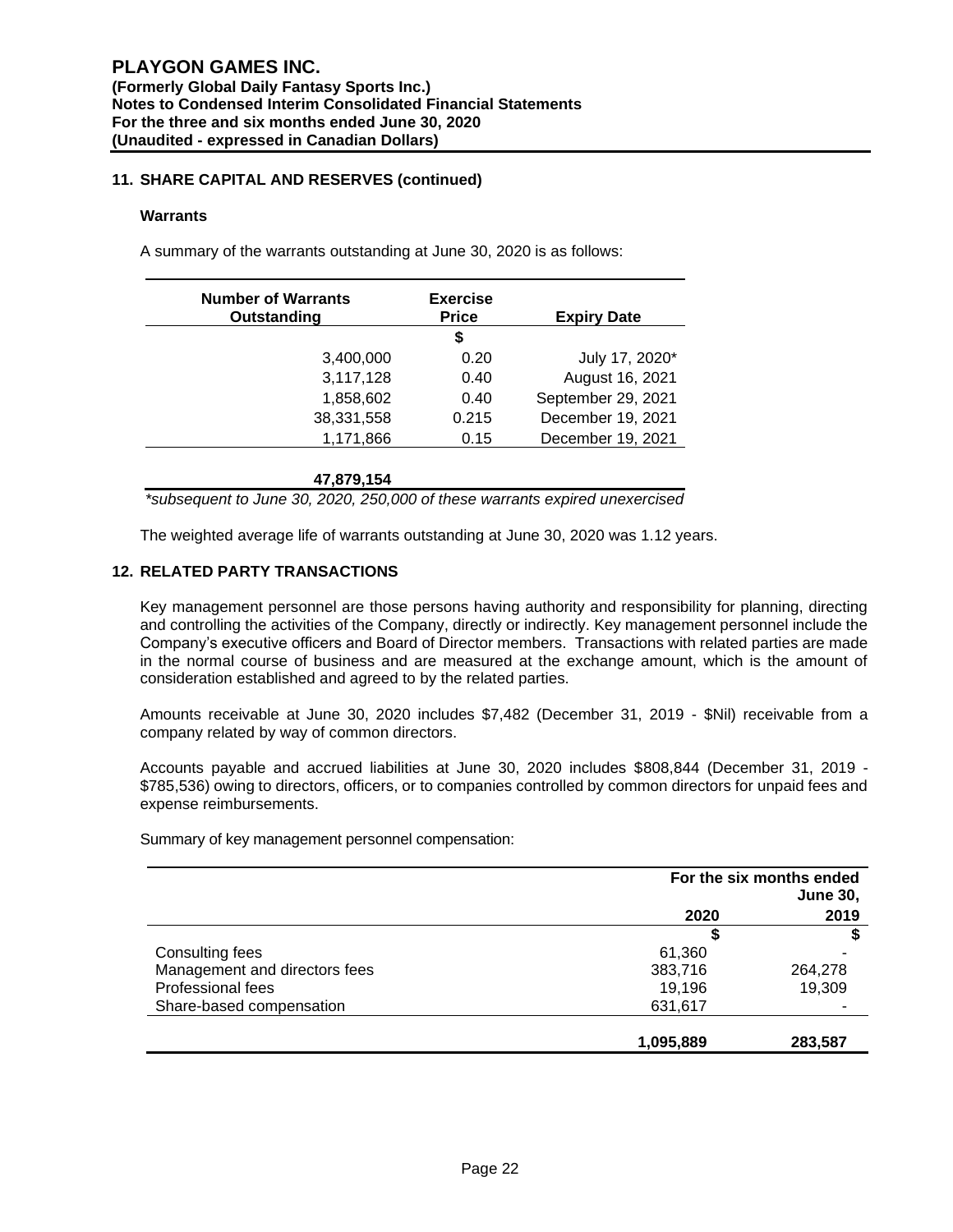## 11. SHARE CAPITAL AND RESERVES (continued)

### Warrants

A summary of the warrants outstanding at June 30, 2020 is as follows:

| Number of Warrants Outstanding | Exercise Price | Expiry Date |
|---|---|---|
| | $ | |
| 3,400,000 | 0.20 | July 17, 2020* |
| 3,117,128 | 0.40 | August 16, 2021 |
| 1,858,602 | 0.40 | September 29, 2021 |
| 38,331,558 | 0.215 | December 19, 2021 |
| 1,171,866 | 0.15 | December 19, 2021 |
| **47,879,154** | | |

*\*subsequent to June 30, 2020, 250,000 of these warrants expired unexercised*

The weighted average life of warrants outstanding at June 30, 2020 was 1.12 years.

## 12. RELATED PARTY TRANSACTIONS

Key management personnel are those persons having authority and responsibility for planning, directing and controlling the activities of the Company, directly or indirectly. Key management personnel include the Company's executive officers and Board of Director members. Transactions with related parties are made in the normal course of business and are measured at the exchange amount, which is the amount of consideration established and agreed to by the related parties.

Amounts receivable at June 30, 2020 includes $7,482 (December 31, 2019 - $Nil) receivable from a company related by way of common directors.

Accounts payable and accrued liabilities at June 30, 2020 includes $808,844 (December 31, 2019 - $785,536) owing to directors, officers, or to companies controlled by common directors for unpaid fees and expense reimbursements.

Summary of key management personnel compensation:

| | For the six months ended June 30, | |
|---|---|---|
| | 2020 | 2019 |
| | $ | $ |
| Consulting fees | 61,360 | - |
| Management and directors fees | 383,716 | 264,278 |
| Professional fees | 19,196 | 19,309 |
| Share-based compensation | 631,617 | - |
| | **1,095,889** | **283,587** |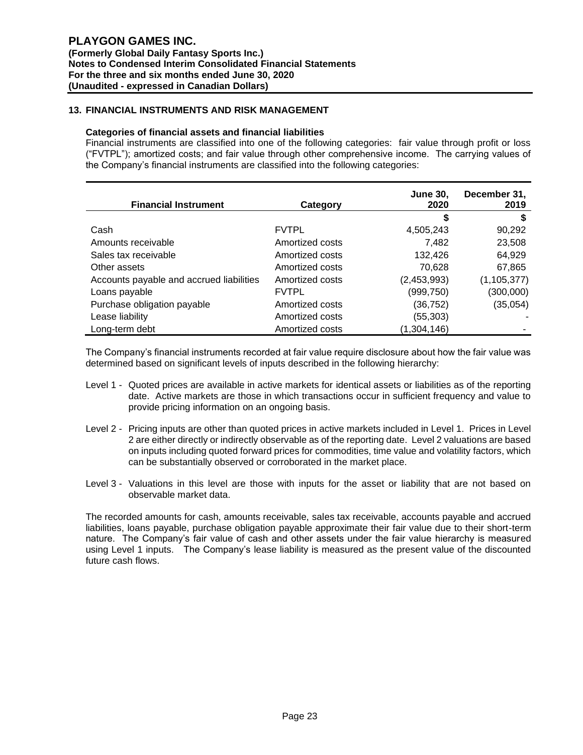## 13. FINANCIAL INSTRUMENTS AND RISK MANAGEMENT

**Categories of financial assets and financial liabilities**

Financial instruments are classified into one of the following categories: fair value through profit or loss ("FVTPL"); amortized costs; and fair value through other comprehensive income. The carrying values of the Company's financial instruments are classified into the following categories:

| Financial Instrument | Category | June 30, 2020 | December 31, 2019 |
|---|---|---|---|
| | | $ | $ |
| Cash | FVTPL | 4,505,243 | 90,292 |
| Amounts receivable | Amortized costs | 7,482 | 23,508 |
| Sales tax receivable | Amortized costs | 132,426 | 64,929 |
| Other assets | Amortized costs | 70,628 | 67,865 |
| Accounts payable and accrued liabilities | Amortized costs | (2,453,993) | (1,105,377) |
| Loans payable | FVTPL | (999,750) | (300,000) |
| Purchase obligation payable | Amortized costs | (36,752) | (35,054) |
| Lease liability | Amortized costs | (55,303) | - |
| Long-term debt | Amortized costs | (1,304,146) | - |

The Company's financial instruments recorded at fair value require disclosure about how the fair value was determined based on significant levels of inputs described in the following hierarchy:

- Level 1 - Quoted prices are available in active markets for identical assets or liabilities as of the reporting date. Active markets are those in which transactions occur in sufficient frequency and value to provide pricing information on an ongoing basis.
- Level 2 - Pricing inputs are other than quoted prices in active markets included in Level 1. Prices in Level 2 are either directly or indirectly observable as of the reporting date. Level 2 valuations are based on inputs including quoted forward prices for commodities, time value and volatility factors, which can be substantially observed or corroborated in the market place.
- Level 3 - Valuations in this level are those with inputs for the asset or liability that are not based on observable market data.

The recorded amounts for cash, amounts receivable, sales tax receivable, accounts payable and accrued liabilities, loans payable, purchase obligation payable approximate their fair value due to their short-term nature. The Company's fair value of cash and other assets under the fair value hierarchy is measured using Level 1 inputs. The Company's lease liability is measured as the present value of the discounted future cash flows.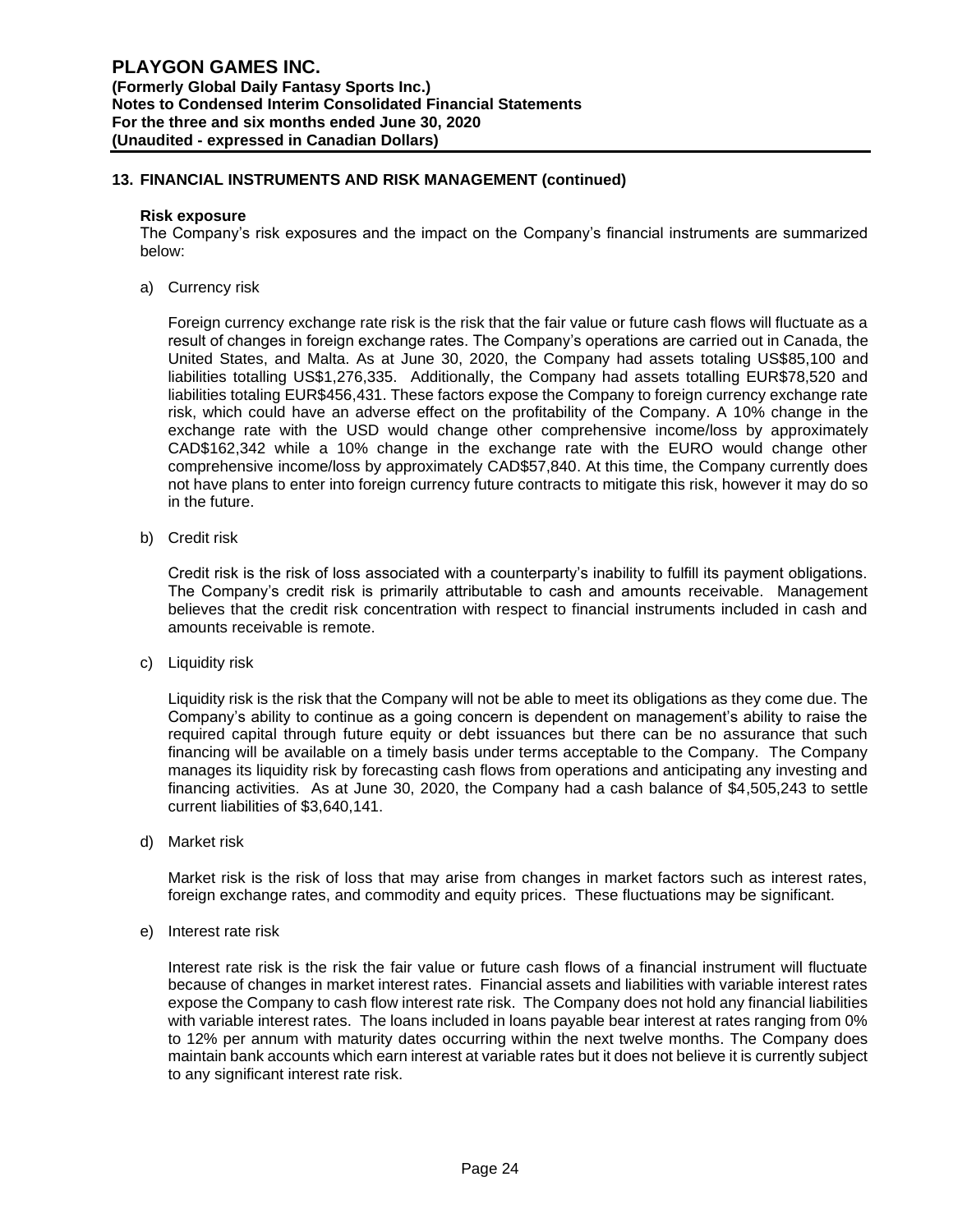## 13. FINANCIAL INSTRUMENTS AND RISK MANAGEMENT (continued)

**Risk exposure**

The Company's risk exposures and the impact on the Company's financial instruments are summarized below:

a) Currency risk

Foreign currency exchange rate risk is the risk that the fair value or future cash flows will fluctuate as a result of changes in foreign exchange rates. The Company's operations are carried out in Canada, the United States, and Malta. As at June 30, 2020, the Company had assets totaling US$85,100 and liabilities totalling US$1,276,335. Additionally, the Company had assets totalling EUR$78,520 and liabilities totaling EUR$456,431. These factors expose the Company to foreign currency exchange rate risk, which could have an adverse effect on the profitability of the Company. A 10% change in the exchange rate with the USD would change other comprehensive income/loss by approximately CAD$162,342 while a 10% change in the exchange rate with the EURO would change other comprehensive income/loss by approximately CAD$57,840. At this time, the Company currently does not have plans to enter into foreign currency future contracts to mitigate this risk, however it may do so in the future.

b) Credit risk

Credit risk is the risk of loss associated with a counterparty's inability to fulfill its payment obligations. The Company's credit risk is primarily attributable to cash and amounts receivable. Management believes that the credit risk concentration with respect to financial instruments included in cash and amounts receivable is remote.

c) Liquidity risk

Liquidity risk is the risk that the Company will not be able to meet its obligations as they come due. The Company's ability to continue as a going concern is dependent on management's ability to raise the required capital through future equity or debt issuances but there can be no assurance that such financing will be available on a timely basis under terms acceptable to the Company. The Company manages its liquidity risk by forecasting cash flows from operations and anticipating any investing and financing activities. As at June 30, 2020, the Company had a cash balance of $4,505,243 to settle current liabilities of $3,640,141.

d) Market risk

Market risk is the risk of loss that may arise from changes in market factors such as interest rates, foreign exchange rates, and commodity and equity prices. These fluctuations may be significant.

e) Interest rate risk

Interest rate risk is the risk the fair value or future cash flows of a financial instrument will fluctuate because of changes in market interest rates. Financial assets and liabilities with variable interest rates expose the Company to cash flow interest rate risk. The Company does not hold any financial liabilities with variable interest rates. The loans included in loans payable bear interest at rates ranging from 0% to 12% per annum with maturity dates occurring within the next twelve months. The Company does maintain bank accounts which earn interest at variable rates but it does not believe it is currently subject to any significant interest rate risk.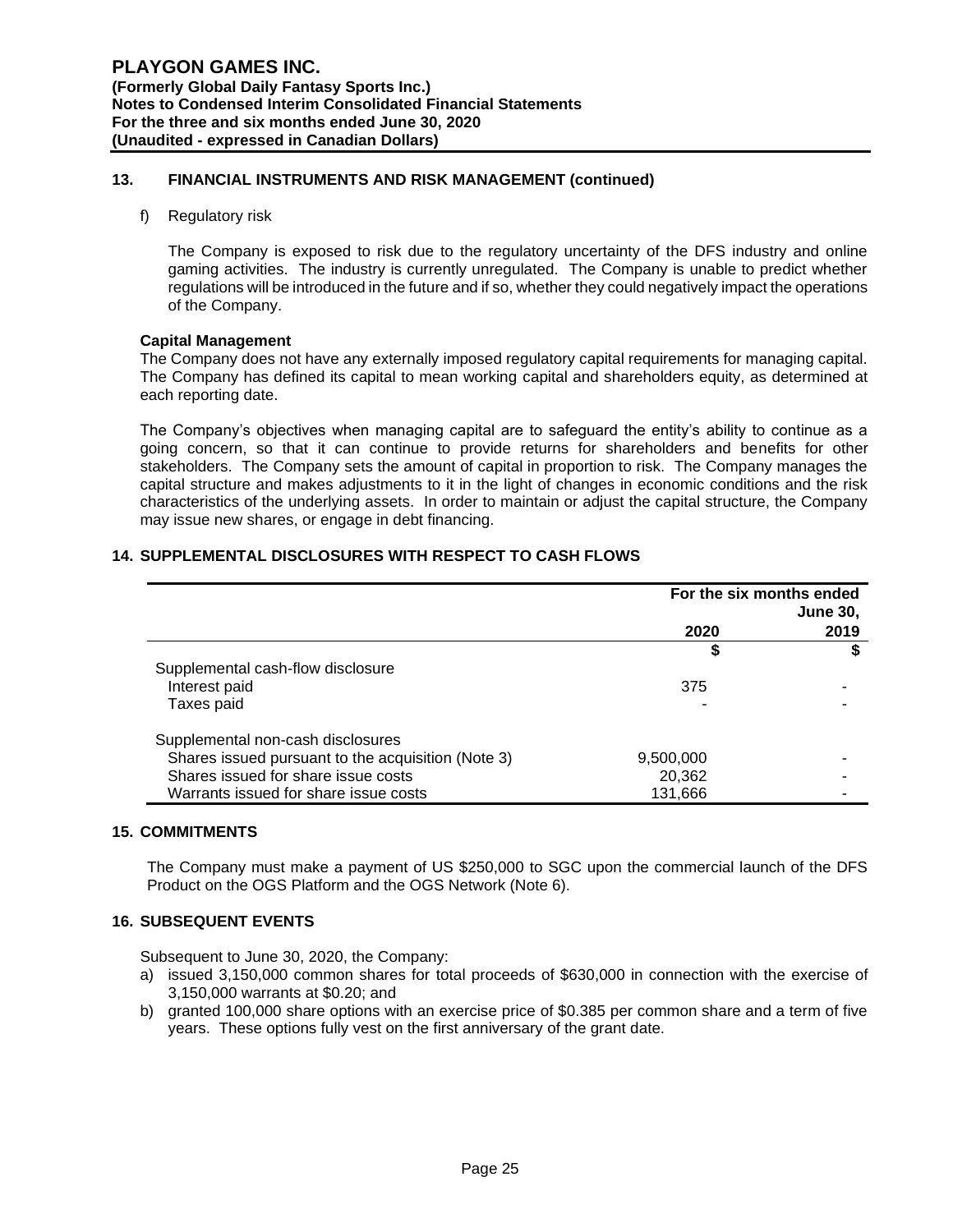## 13. FINANCIAL INSTRUMENTS AND RISK MANAGEMENT (continued)

f) Regulatory risk

The Company is exposed to risk due to the regulatory uncertainty of the DFS industry and online gaming activities. The industry is currently unregulated. The Company is unable to predict whether regulations will be introduced in the future and if so, whether they could negatively impact the operations of the Company.

**Capital Management**

The Company does not have any externally imposed regulatory capital requirements for managing capital. The Company has defined its capital to mean working capital and shareholders equity, as determined at each reporting date.

The Company's objectives when managing capital are to safeguard the entity's ability to continue as a going concern, so that it can continue to provide returns for shareholders and benefits for other stakeholders. The Company sets the amount of capital in proportion to risk. The Company manages the capital structure and makes adjustments to it in the light of changes in economic conditions and the risk characteristics of the underlying assets. In order to maintain or adjust the capital structure, the Company may issue new shares, or engage in debt financing.

## 14. SUPPLEMENTAL DISCLOSURES WITH RESPECT TO CASH FLOWS

| | For the six months ended June 30, | |
|---|---|---|
| | 2020 | 2019 |
| | $ | $ |
| Supplemental cash-flow disclosure | | |
| Interest paid | 375 | - |
| Taxes paid | - | - |
| Supplemental non-cash disclosures | | |
| Shares issued pursuant to the acquisition (Note 3) | 9,500,000 | - |
| Shares issued for share issue costs | 20,362 | - |
| Warrants issued for share issue costs | 131,666 | - |

## 15. COMMITMENTS

The Company must make a payment of US $250,000 to SGC upon the commercial launch of the DFS Product on the OGS Platform and the OGS Network (Note 6).

## 16. SUBSEQUENT EVENTS

Subsequent to June 30, 2020, the Company:

a) issued 3,150,000 common shares for total proceeds of $630,000 in connection with the exercise of 3,150,000 warrants at $0.20; and
b) granted 100,000 share options with an exercise price of $0.385 per common share and a term of five years. These options fully vest on the first anniversary of the grant date.